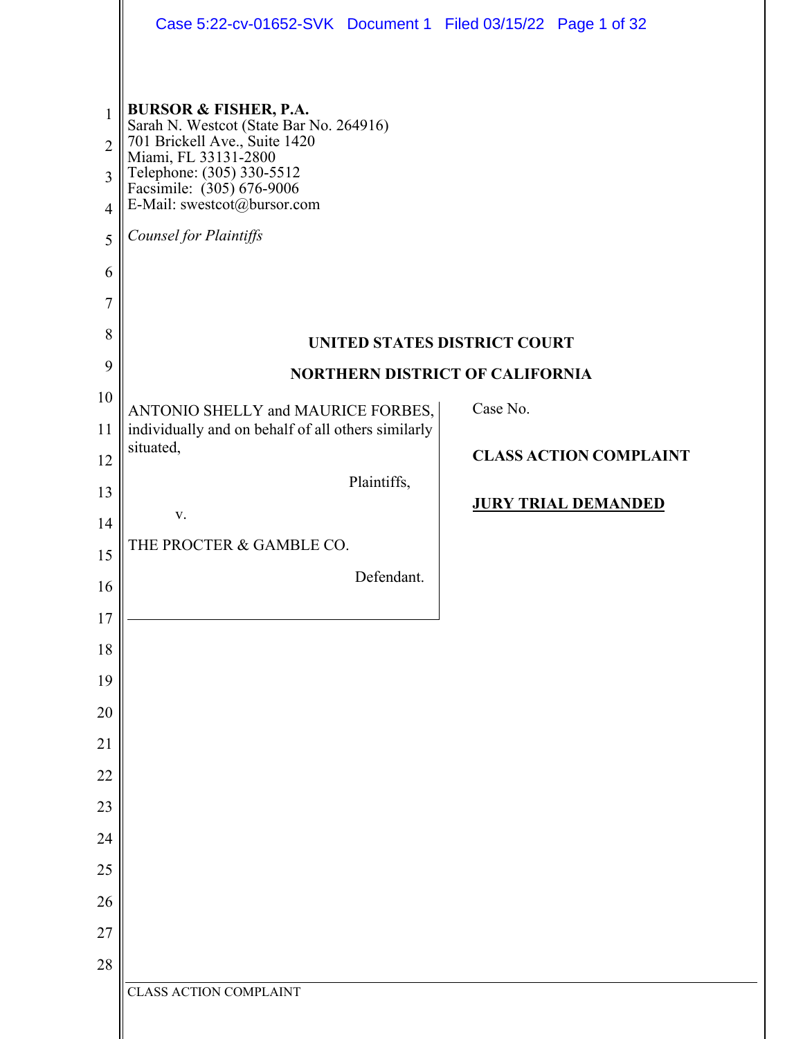**BURSOR & FISHER, P.A.**
Sarah N. Westcot (State Bar No. 264916)
701 Brickell Ave., Suite 1420
Miami, FL 33131-2800
Telephone: (305) 330-5512
Facsimile: (305) 676-9006
E-Mail: swestcot@bursor.com

*Counsel for Plaintiffs*

**UNITED STATES DISTRICT COURT**

**NORTHERN DISTRICT OF CALIFORNIA**

ANTONIO SHELLY and MAURICE FORBES, individually and on behalf of all others similarly situated,

Plaintiffs,

v.

THE PROCTER & GAMBLE CO.

Defendant.

Case No.

**CLASS ACTION COMPLAINT**

**JURY TRIAL DEMANDED**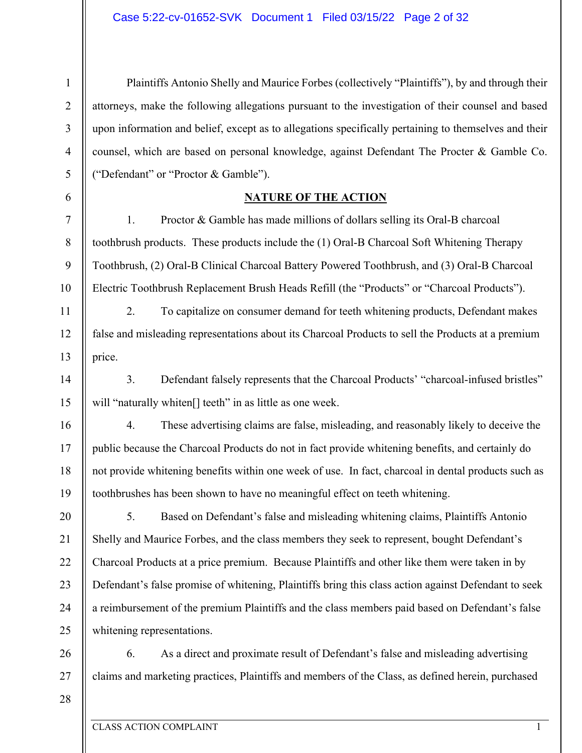Plaintiffs Antonio Shelly and Maurice Forbes (collectively "Plaintiffs"), by and through their attorneys, make the following allegations pursuant to the investigation of their counsel and based upon information and belief, except as to allegations specifically pertaining to themselves and their counsel, which are based on personal knowledge, against Defendant The Procter & Gamble Co. ("Defendant" or "Proctor & Gamble").

## NATURE OF THE ACTION

1. Proctor & Gamble has made millions of dollars selling its Oral-B charcoal toothbrush products. These products include the (1) Oral-B Charcoal Soft Whitening Therapy Toothbrush, (2) Oral-B Clinical Charcoal Battery Powered Toothbrush, and (3) Oral-B Charcoal Electric Toothbrush Replacement Brush Heads Refill (the "Products" or "Charcoal Products").

2. To capitalize on consumer demand for teeth whitening products, Defendant makes false and misleading representations about its Charcoal Products to sell the Products at a premium price.

3. Defendant falsely represents that the Charcoal Products' "charcoal-infused bristles" will "naturally whiten[] teeth" in as little as one week.

4. These advertising claims are false, misleading, and reasonably likely to deceive the public because the Charcoal Products do not in fact provide whitening benefits, and certainly do not provide whitening benefits within one week of use. In fact, charcoal in dental products such as toothbrushes has been shown to have no meaningful effect on teeth whitening.

5. Based on Defendant's false and misleading whitening claims, Plaintiffs Antonio Shelly and Maurice Forbes, and the class members they seek to represent, bought Defendant's Charcoal Products at a price premium. Because Plaintiffs and other like them were taken in by Defendant's false promise of whitening, Plaintiffs bring this class action against Defendant to seek a reimbursement of the premium Plaintiffs and the class members paid based on Defendant's false whitening representations.

6. As a direct and proximate result of Defendant's false and misleading advertising claims and marketing practices, Plaintiffs and members of the Class, as defined herein, purchased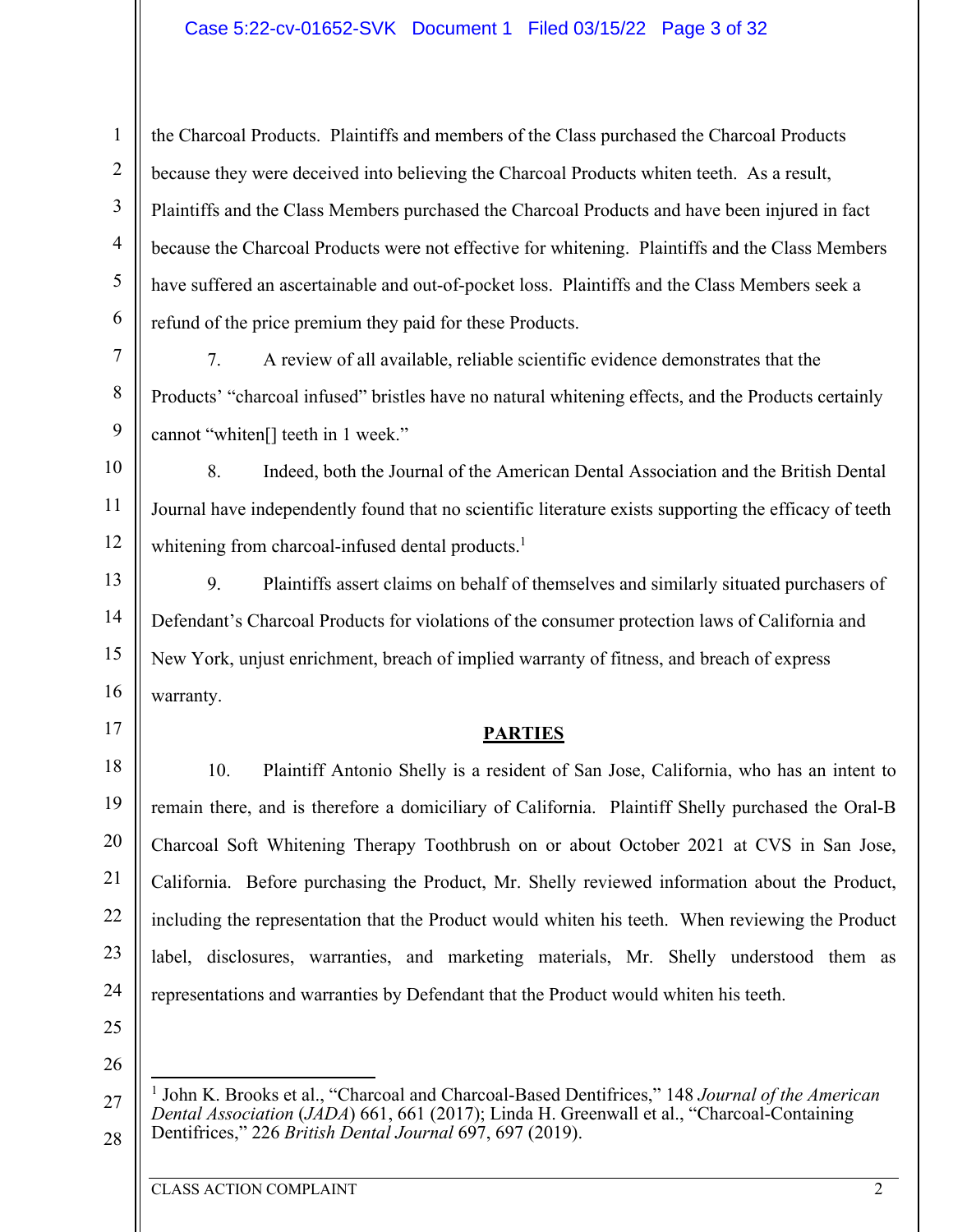the Charcoal Products. Plaintiffs and members of the Class purchased the Charcoal Products because they were deceived into believing the Charcoal Products whiten teeth. As a result, Plaintiffs and the Class Members purchased the Charcoal Products and have been injured in fact because the Charcoal Products were not effective for whitening. Plaintiffs and the Class Members have suffered an ascertainable and out-of-pocket loss. Plaintiffs and the Class Members seek a refund of the price premium they paid for these Products.

7. A review of all available, reliable scientific evidence demonstrates that the Products' "charcoal infused" bristles have no natural whitening effects, and the Products certainly cannot "whiten[] teeth in 1 week."

8. Indeed, both the Journal of the American Dental Association and the British Dental Journal have independently found that no scientific literature exists supporting the efficacy of teeth whitening from charcoal-infused dental products.[1]

9. Plaintiffs assert claims on behalf of themselves and similarly situated purchasers of Defendant's Charcoal Products for violations of the consumer protection laws of California and New York, unjust enrichment, breach of implied warranty of fitness, and breach of express warranty.

## PARTIES

10. Plaintiff Antonio Shelly is a resident of San Jose, California, who has an intent to remain there, and is therefore a domiciliary of California. Plaintiff Shelly purchased the Oral-B Charcoal Soft Whitening Therapy Toothbrush on or about October 2021 at CVS in San Jose, California. Before purchasing the Product, Mr. Shelly reviewed information about the Product, including the representation that the Product would whiten his teeth. When reviewing the Product label, disclosures, warranties, and marketing materials, Mr. Shelly understood them as representations and warranties by Defendant that the Product would whiten his teeth.

---

[1] John K. Brooks et al., "Charcoal and Charcoal-Based Dentifrices," 148 *Journal of the American Dental Association* (*JADA*) 661, 661 (2017); Linda H. Greenwall et al., "Charcoal-Containing Dentifrices," 226 *British Dental Journal* 697, 697 (2019).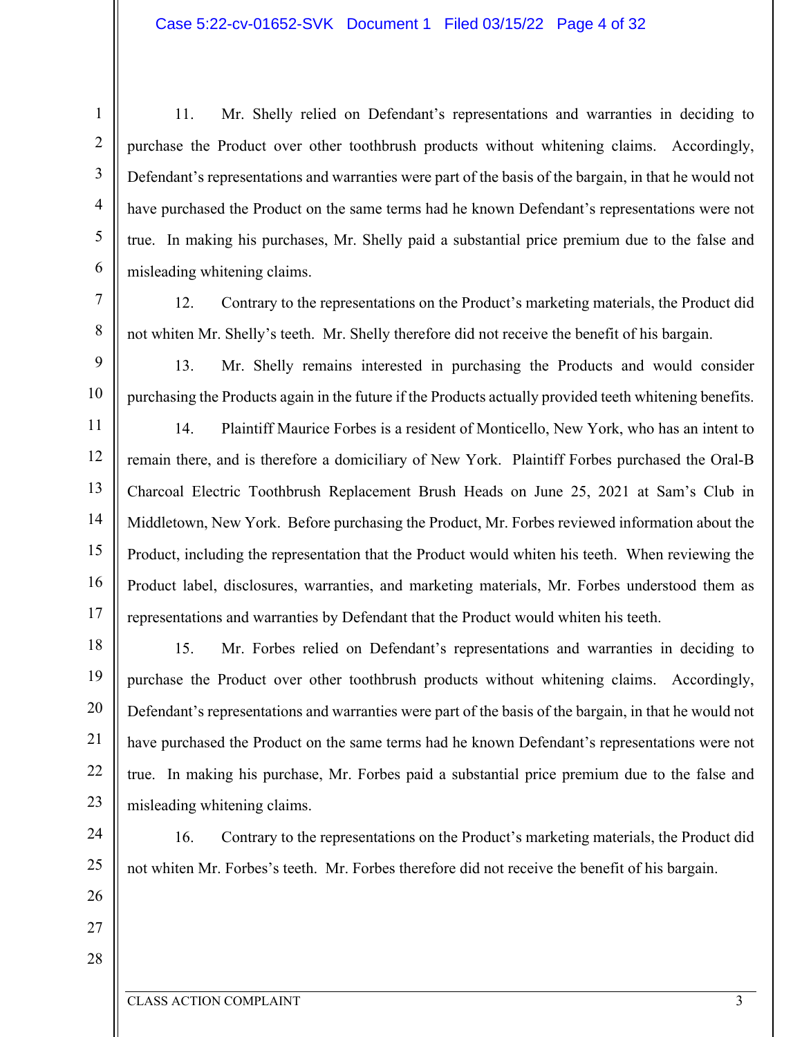11. Mr. Shelly relied on Defendant's representations and warranties in deciding to purchase the Product over other toothbrush products without whitening claims. Accordingly, Defendant's representations and warranties were part of the basis of the bargain, in that he would not have purchased the Product on the same terms had he known Defendant's representations were not true. In making his purchases, Mr. Shelly paid a substantial price premium due to the false and misleading whitening claims.

12. Contrary to the representations on the Product's marketing materials, the Product did not whiten Mr. Shelly's teeth. Mr. Shelly therefore did not receive the benefit of his bargain.

13. Mr. Shelly remains interested in purchasing the Products and would consider purchasing the Products again in the future if the Products actually provided teeth whitening benefits.

14. Plaintiff Maurice Forbes is a resident of Monticello, New York, who has an intent to remain there, and is therefore a domiciliary of New York. Plaintiff Forbes purchased the Oral-B Charcoal Electric Toothbrush Replacement Brush Heads on June 25, 2021 at Sam's Club in Middletown, New York. Before purchasing the Product, Mr. Forbes reviewed information about the Product, including the representation that the Product would whiten his teeth. When reviewing the Product label, disclosures, warranties, and marketing materials, Mr. Forbes understood them as representations and warranties by Defendant that the Product would whiten his teeth.

15. Mr. Forbes relied on Defendant's representations and warranties in deciding to purchase the Product over other toothbrush products without whitening claims. Accordingly, Defendant's representations and warranties were part of the basis of the bargain, in that he would not have purchased the Product on the same terms had he known Defendant's representations were not true. In making his purchase, Mr. Forbes paid a substantial price premium due to the false and misleading whitening claims.

16. Contrary to the representations on the Product's marketing materials, the Product did not whiten Mr. Forbes's teeth. Mr. Forbes therefore did not receive the benefit of his bargain.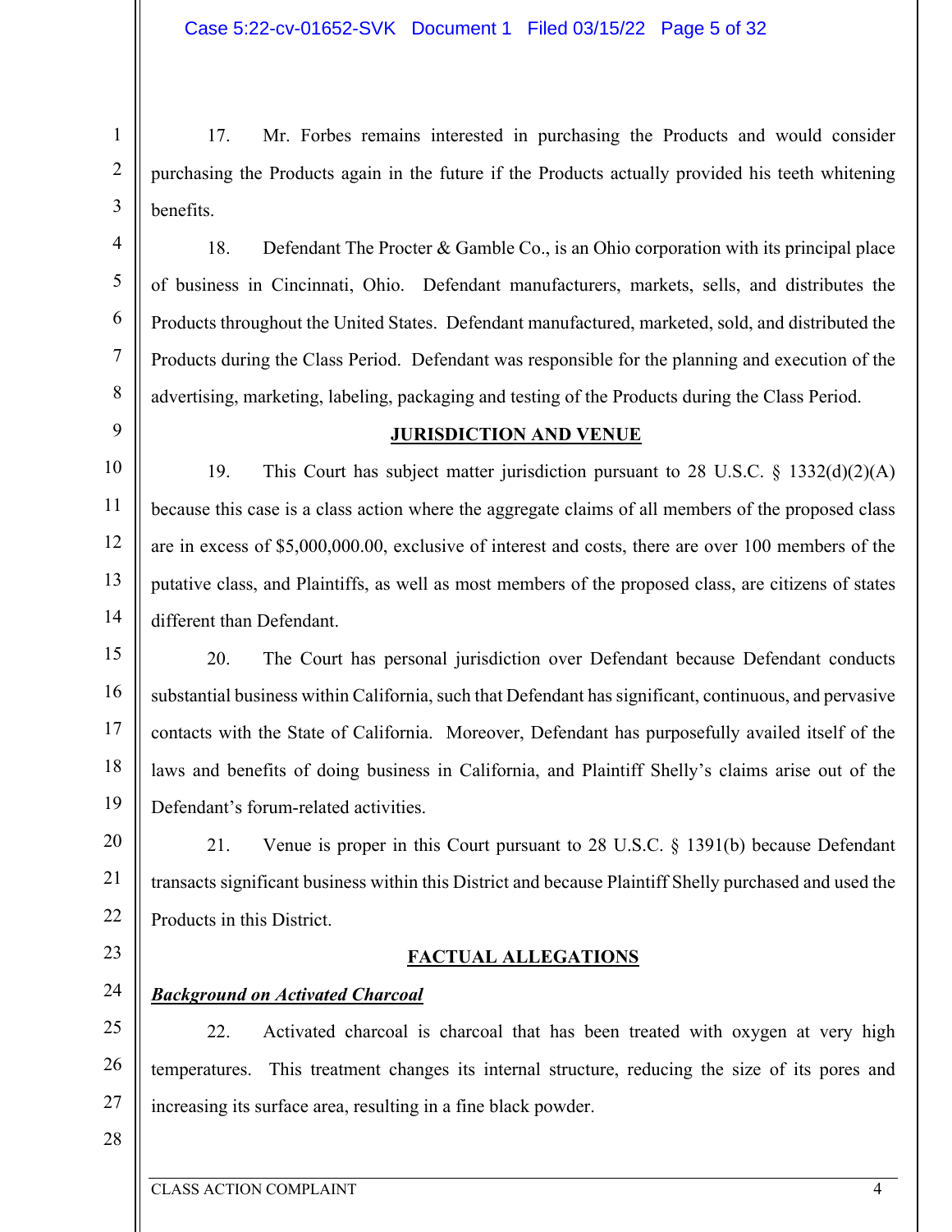17. Mr. Forbes remains interested in purchasing the Products and would consider purchasing the Products again in the future if the Products actually provided his teeth whitening benefits.

18. Defendant The Procter & Gamble Co., is an Ohio corporation with its principal place of business in Cincinnati, Ohio. Defendant manufacturers, markets, sells, and distributes the Products throughout the United States. Defendant manufactured, marketed, sold, and distributed the Products during the Class Period. Defendant was responsible for the planning and execution of the advertising, marketing, labeling, packaging and testing of the Products during the Class Period.

## JURISDICTION AND VENUE

19. This Court has subject matter jurisdiction pursuant to 28 U.S.C. § 1332(d)(2)(A) because this case is a class action where the aggregate claims of all members of the proposed class are in excess of $5,000,000.00, exclusive of interest and costs, there are over 100 members of the putative class, and Plaintiffs, as well as most members of the proposed class, are citizens of states different than Defendant.

20. The Court has personal jurisdiction over Defendant because Defendant conducts substantial business within California, such that Defendant has significant, continuous, and pervasive contacts with the State of California. Moreover, Defendant has purposefully availed itself of the laws and benefits of doing business in California, and Plaintiff Shelly's claims arise out of the Defendant's forum-related activities.

21. Venue is proper in this Court pursuant to 28 U.S.C. § 1391(b) because Defendant transacts significant business within this District and because Plaintiff Shelly purchased and used the Products in this District.

## FACTUAL ALLEGATIONS

### ***Background on Activated Charcoal***

22. Activated charcoal is charcoal that has been treated with oxygen at very high temperatures. This treatment changes its internal structure, reducing the size of its pores and increasing its surface area, resulting in a fine black powder.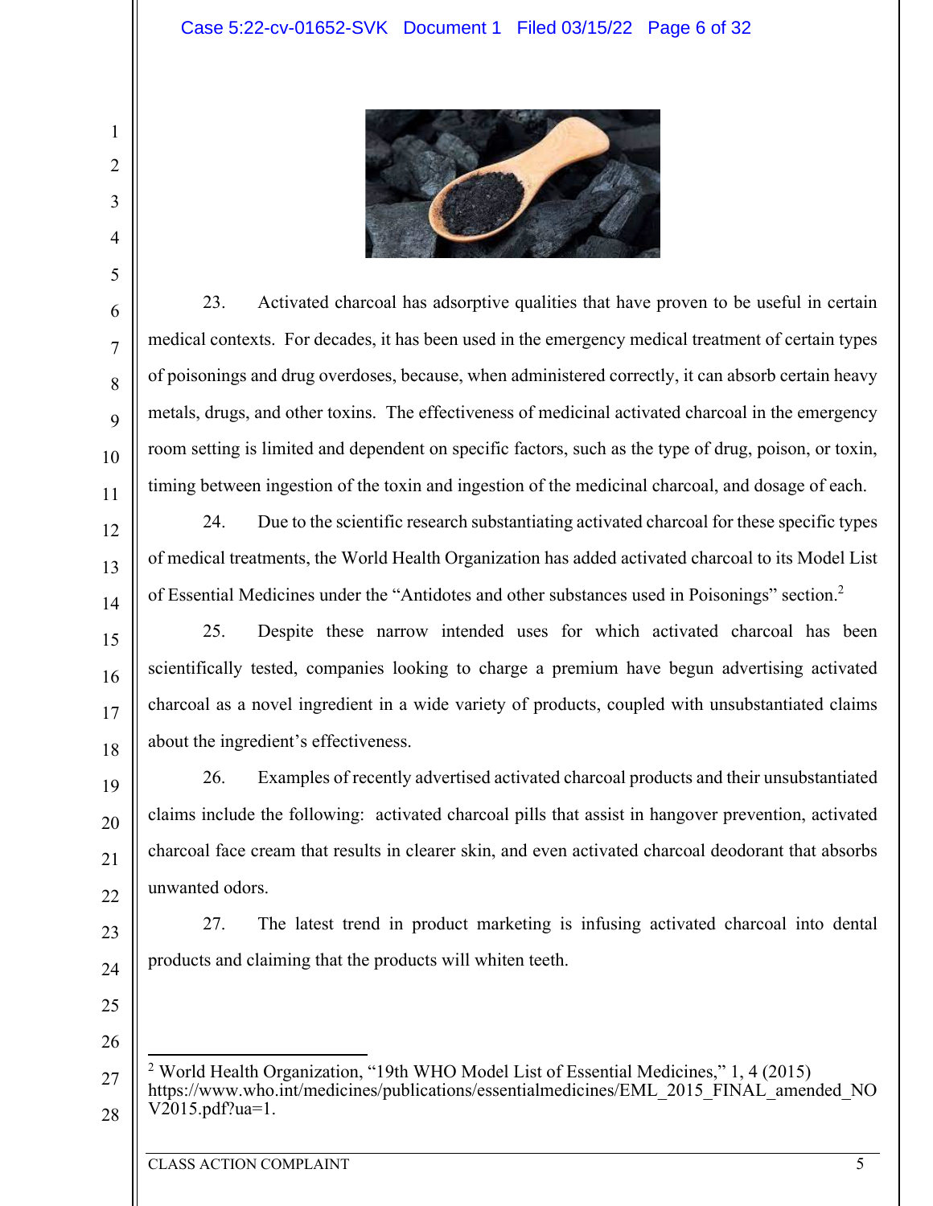23. Activated charcoal has adsorptive qualities that have proven to be useful in certain medical contexts. For decades, it has been used in the emergency medical treatment of certain types of poisonings and drug overdoses, because, when administered correctly, it can absorb certain heavy metals, drugs, and other toxins. The effectiveness of medicinal activated charcoal in the emergency room setting is limited and dependent on specific factors, such as the type of drug, poison, or toxin, timing between ingestion of the toxin and ingestion of the medicinal charcoal, and dosage of each.

24. Due to the scientific research substantiating activated charcoal for these specific types of medical treatments, the World Health Organization has added activated charcoal to its Model List of Essential Medicines under the "Antidotes and other substances used in Poisonings" section.[2]

25. Despite these narrow intended uses for which activated charcoal has been scientifically tested, companies looking to charge a premium have begun advertising activated charcoal as a novel ingredient in a wide variety of products, coupled with unsubstantiated claims about the ingredient's effectiveness.

26. Examples of recently advertised activated charcoal products and their unsubstantiated claims include the following: activated charcoal pills that assist in hangover prevention, activated charcoal face cream that results in clearer skin, and even activated charcoal deodorant that absorbs unwanted odors.

27. The latest trend in product marketing is infusing activated charcoal into dental products and claiming that the products will whiten teeth.

---

[2] World Health Organization, "19th WHO Model List of Essential Medicines," 1, 4 (2015) https://www.who.int/medicines/publications/essentialmedicines/EML_2015_FINAL_amended_NOV2015.pdf?ua=1.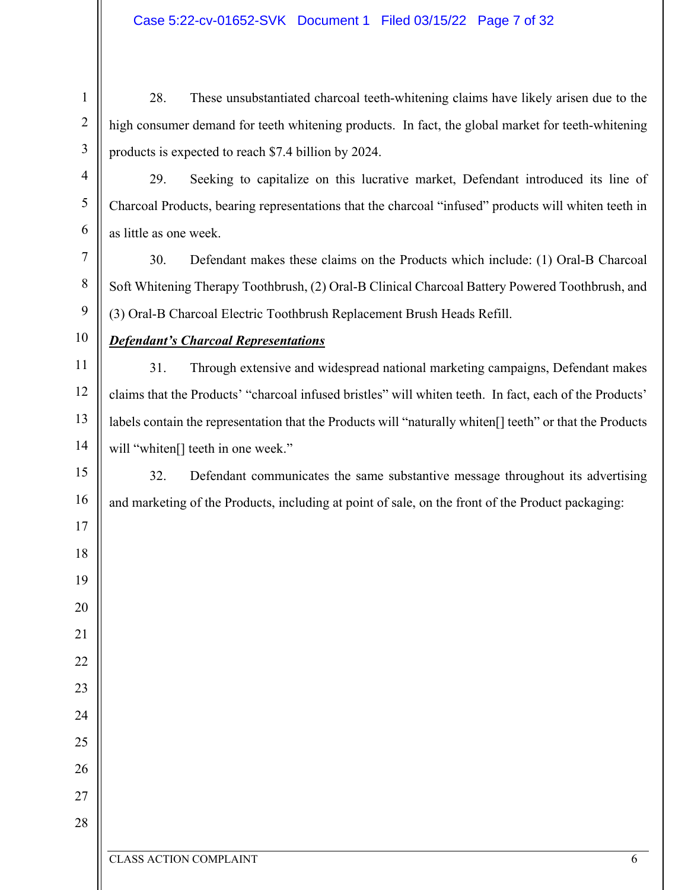28. These unsubstantiated charcoal teeth-whitening claims have likely arisen due to the high consumer demand for teeth whitening products. In fact, the global market for teeth-whitening products is expected to reach $7.4 billion by 2024.

29. Seeking to capitalize on this lucrative market, Defendant introduced its line of Charcoal Products, bearing representations that the charcoal "infused" products will whiten teeth in as little as one week.

30. Defendant makes these claims on the Products which include: (1) Oral-B Charcoal Soft Whitening Therapy Toothbrush, (2) Oral-B Clinical Charcoal Battery Powered Toothbrush, and (3) Oral-B Charcoal Electric Toothbrush Replacement Brush Heads Refill.

***Defendant's Charcoal Representations***

31. Through extensive and widespread national marketing campaigns, Defendant makes claims that the Products' "charcoal infused bristles" will whiten teeth. In fact, each of the Products' labels contain the representation that the Products will "naturally whiten[] teeth" or that the Products will "whiten[] teeth in one week."

32. Defendant communicates the same substantive message throughout its advertising and marketing of the Products, including at point of sale, on the front of the Product packaging: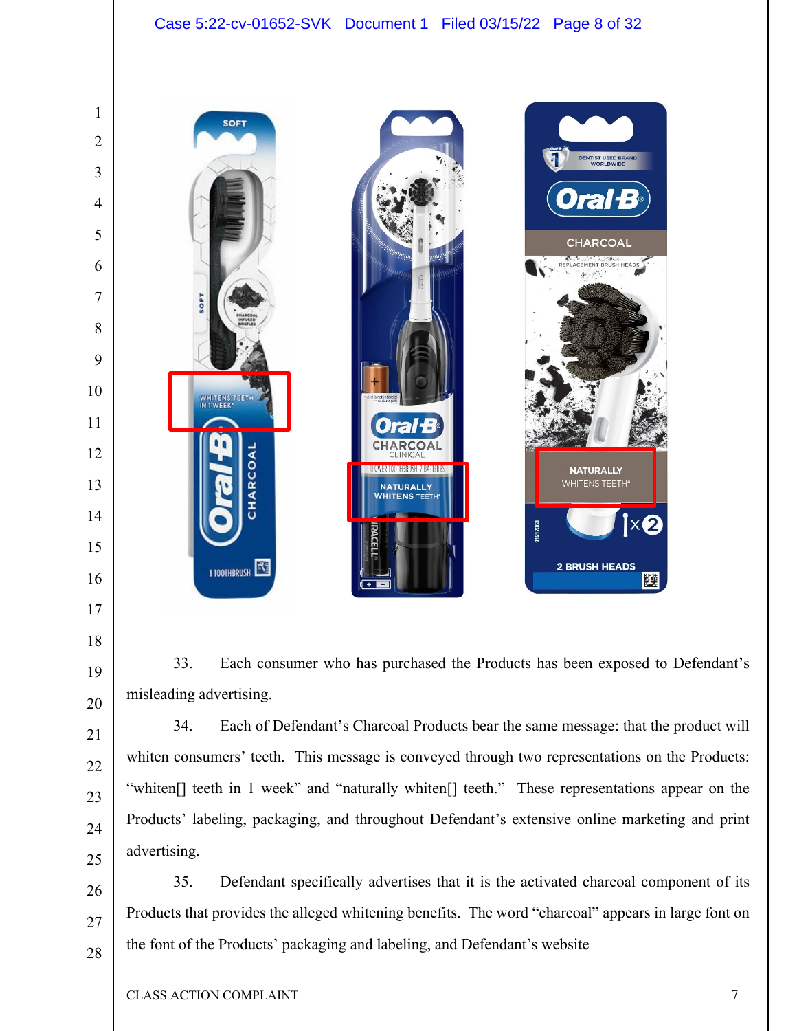33. Each consumer who has purchased the Products has been exposed to Defendant's misleading advertising.

34. Each of Defendant's Charcoal Products bear the same message: that the product will whiten consumers' teeth. This message is conveyed through two representations on the Products: "whiten[] teeth in 1 week" and "naturally whiten[] teeth." These representations appear on the Products' labeling, packaging, and throughout Defendant's extensive online marketing and print advertising.

35. Defendant specifically advertises that it is the activated charcoal component of its Products that provides the alleged whitening benefits. The word "charcoal" appears in large font on the font of the Products' packaging and labeling, and Defendant's website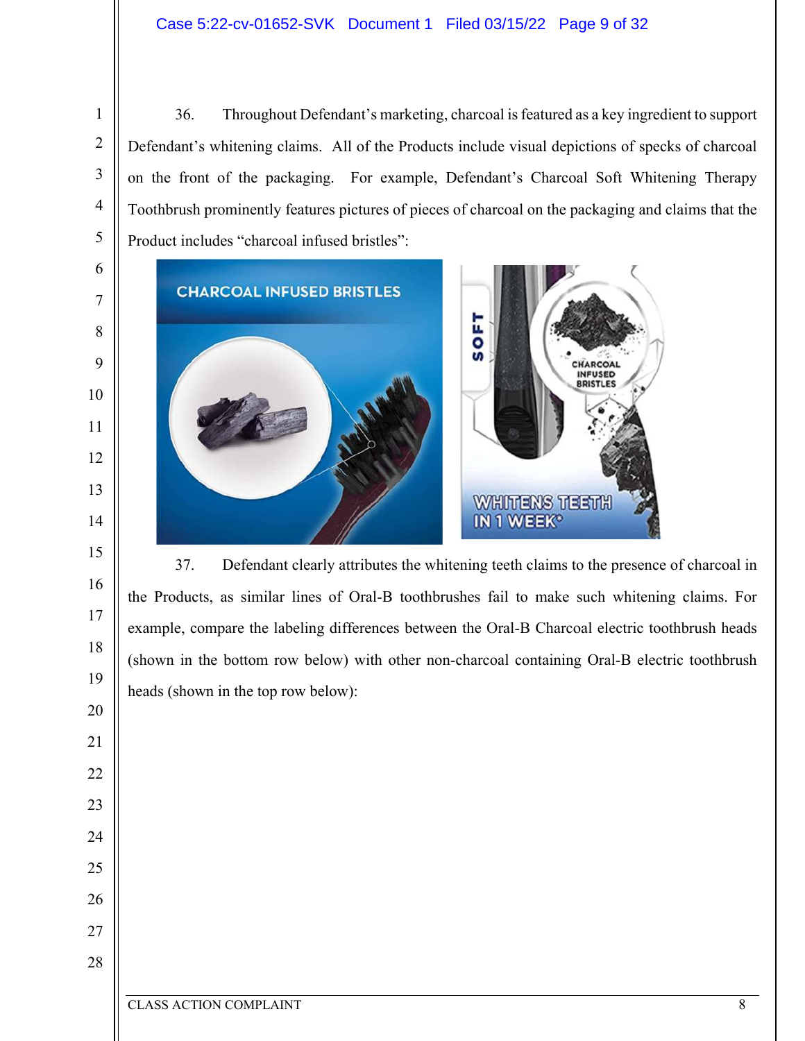36. Throughout Defendant's marketing, charcoal is featured as a key ingredient to support Defendant's whitening claims. All of the Products include visual depictions of specks of charcoal on the front of the packaging. For example, Defendant's Charcoal Soft Whitening Therapy Toothbrush prominently features pictures of pieces of charcoal on the packaging and claims that the Product includes "charcoal infused bristles":

37. Defendant clearly attributes the whitening teeth claims to the presence of charcoal in the Products, as similar lines of Oral-B toothbrushes fail to make such whitening claims. For example, compare the labeling differences between the Oral-B Charcoal electric toothbrush heads (shown in the bottom row below) with other non-charcoal containing Oral-B electric toothbrush heads (shown in the top row below):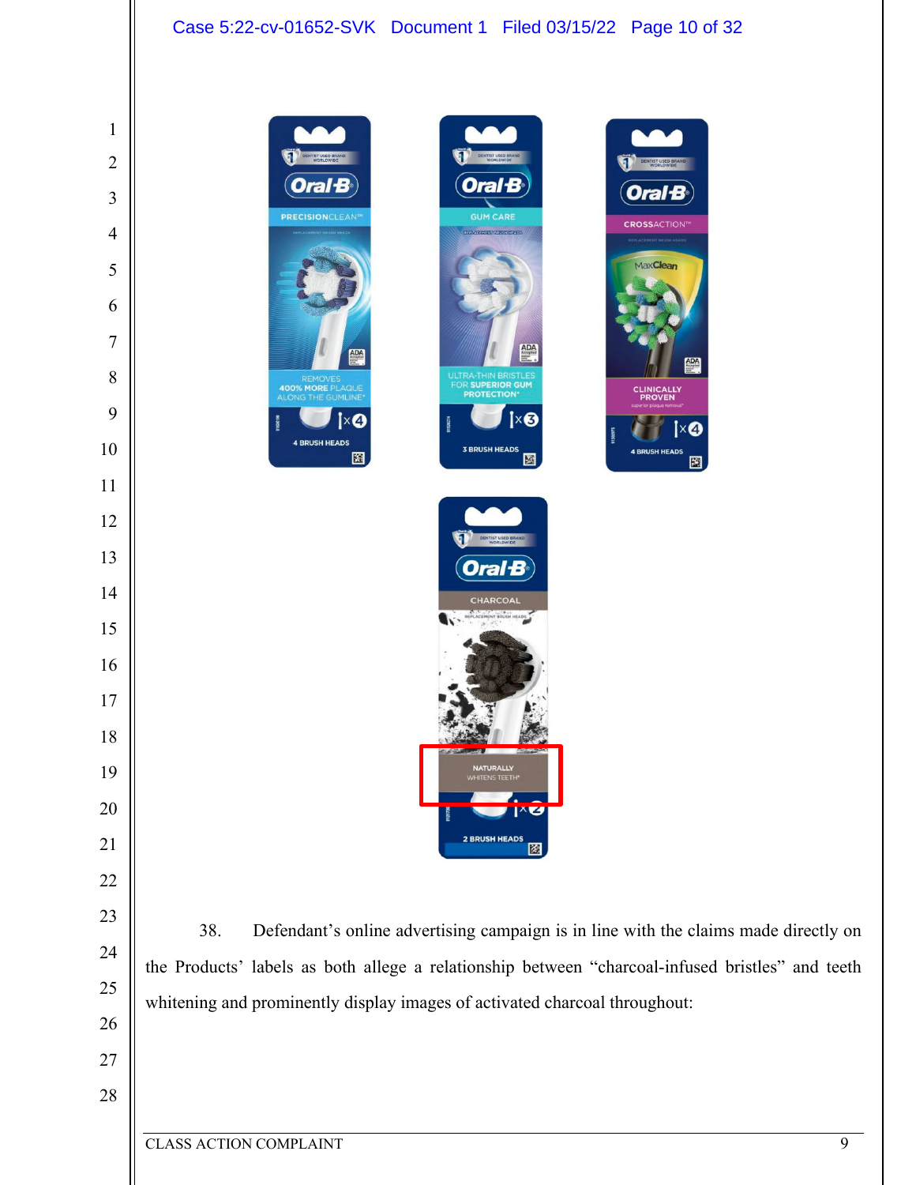38. Defendant's online advertising campaign is in line with the claims made directly on the Products' labels as both allege a relationship between "charcoal-infused bristles" and teeth whitening and prominently display images of activated charcoal throughout: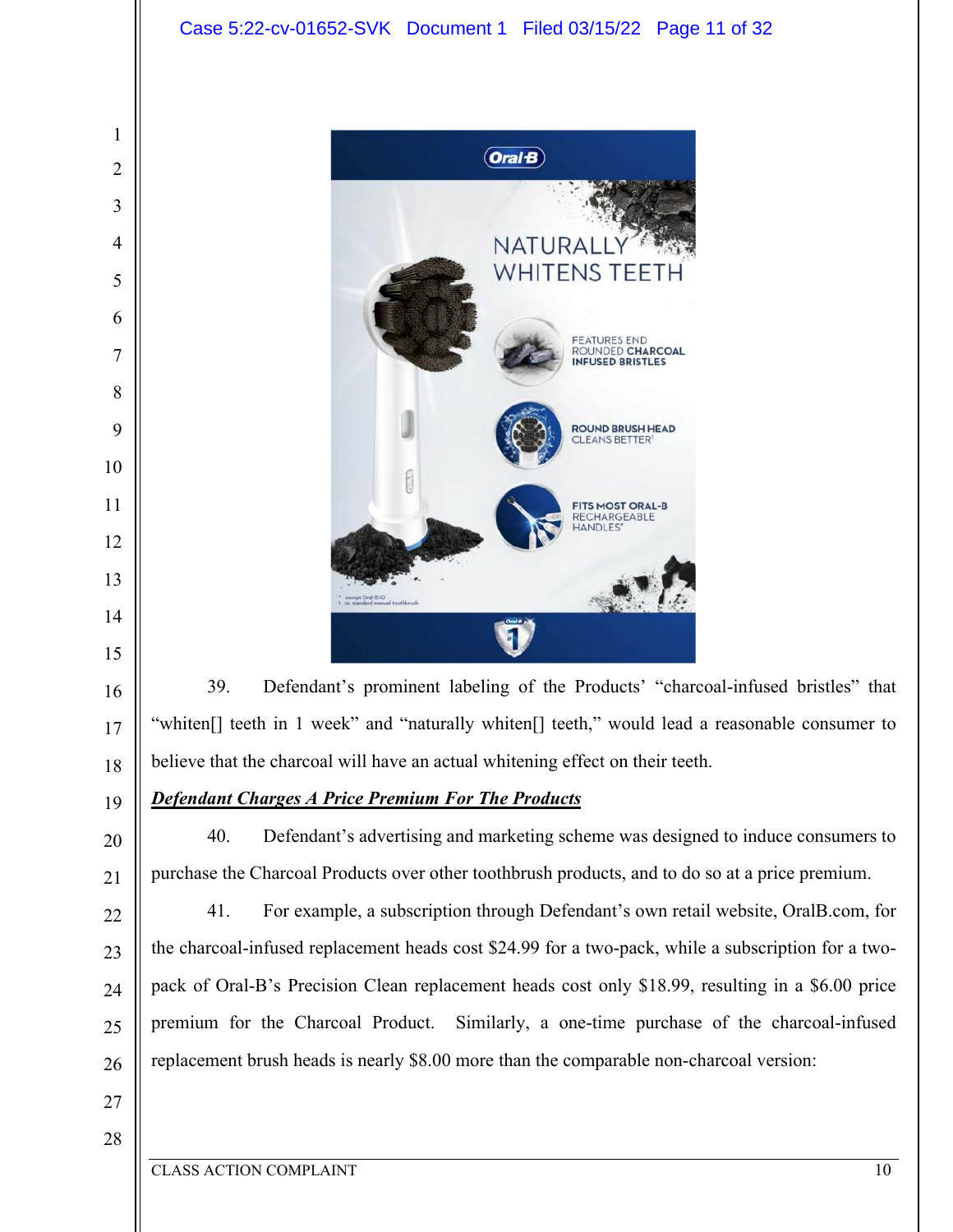39. Defendant's prominent labeling of the Products' "charcoal-infused bristles" that "whiten[] teeth in 1 week" and "naturally whiten[] teeth," would lead a reasonable consumer to believe that the charcoal will have an actual whitening effect on their teeth.

***Defendant Charges A Price Premium For The Products***

40. Defendant's advertising and marketing scheme was designed to induce consumers to purchase the Charcoal Products over other toothbrush products, and to do so at a price premium.

41. For example, a subscription through Defendant's own retail website, OralB.com, for the charcoal-infused replacement heads cost $24.99 for a two-pack, while a subscription for a two-pack of Oral-B's Precision Clean replacement heads cost only $18.99, resulting in a $6.00 price premium for the Charcoal Product. Similarly, a one-time purchase of the charcoal-infused replacement brush heads is nearly $8.00 more than the comparable non-charcoal version: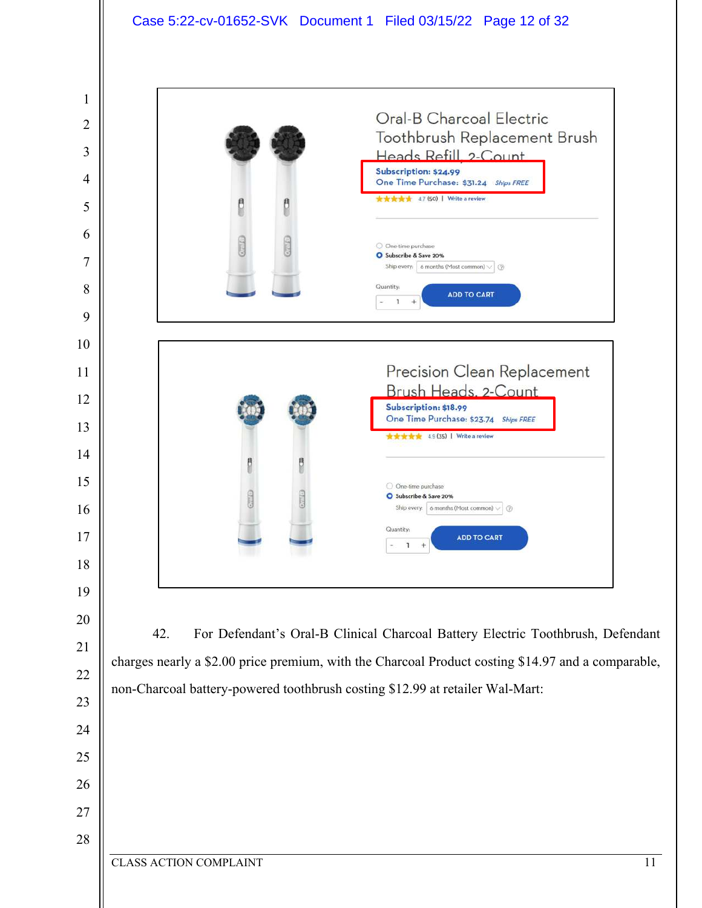Oral-B Charcoal Electric Toothbrush Replacement Brush Heads Refill, 2-Count

Subscription: $24.99
One Time Purchase: $31.24 Ships FREE

4.7 (50) | Write a review

One-time purchase
Subscribe & Save 20%
Ship every: 6 months (Most common)

Quantity: 1

ADD TO CART

Precision Clean Replacement Brush Heads, 2-Count

Subscription: $18.99
One Time Purchase: $23.74 Ships FREE

4.9 (35) | Write a review

One-time purchase
Subscribe & Save 20%
Ship every: 6 months (Most common)

Quantity: 1

ADD TO CART

42. For Defendant's Oral-B Clinical Charcoal Battery Electric Toothbrush, Defendant charges nearly a $2.00 price premium, with the Charcoal Product costing $14.97 and a comparable, non-Charcoal battery-powered toothbrush costing $12.99 at retailer Wal-Mart: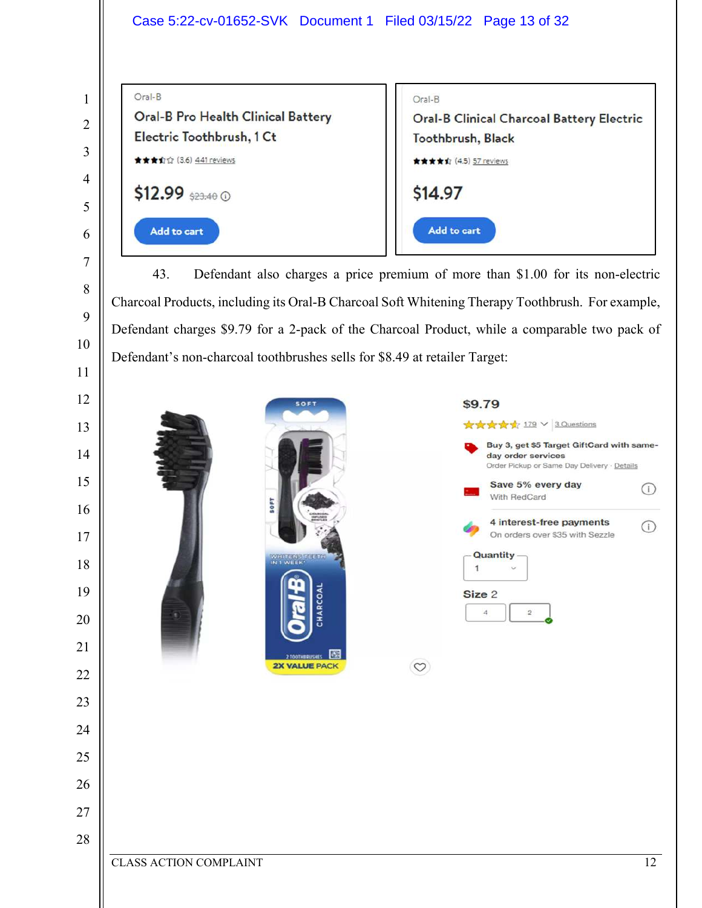Oral-B

Oral-B Pro Health Clinical Battery Electric Toothbrush, 1 Ct

(3.6) 441 reviews

$12.99 $23.40

Add to cart

Oral-B

Oral-B Clinical Charcoal Battery Electric Toothbrush, Black

(4.5) 57 reviews

$14.97

Add to cart

43. Defendant also charges a price premium of more than $1.00 for its non-electric Charcoal Products, including its Oral-B Charcoal Soft Whitening Therapy Toothbrush. For example, Defendant charges $9.79 for a 2-pack of the Charcoal Product, while a comparable two pack of Defendant's non-charcoal toothbrushes sells for $8.49 at retailer Target:

$9.79

179 3 Questions

Buy 3, get $5 Target GiftCard with same-day order services

Order Pickup or Same Day Delivery · Details

Save 5% every day

With RedCard

4 interest-free payments

On orders over $35 with Sezzle

Quantity

1

Size 2

4 2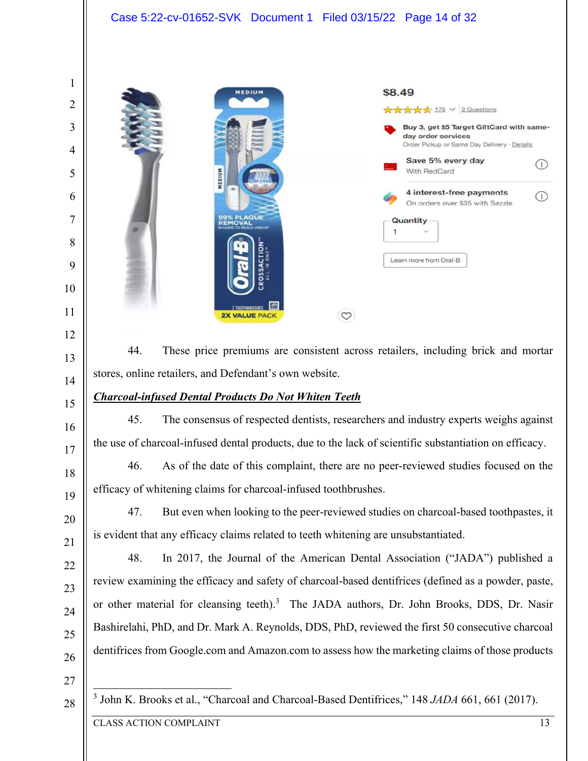44. These price premiums are consistent across retailers, including brick and mortar stores, online retailers, and Defendant's own website.

***Charcoal-infused Dental Products Do Not Whiten Teeth***

45. The consensus of respected dentists, researchers and industry experts weighs against the use of charcoal-infused dental products, due to the lack of scientific substantiation on efficacy.

46. As of the date of this complaint, there are no peer-reviewed studies focused on the efficacy of whitening claims for charcoal-infused toothbrushes.

47. But even when looking to the peer-reviewed studies on charcoal-based toothpastes, it is evident that any efficacy claims related to teeth whitening are unsubstantiated.

48. In 2017, the Journal of the American Dental Association ("JADA") published a review examining the efficacy and safety of charcoal-based dentifrices (defined as a powder, paste, or other material for cleansing teeth).[3] The JADA authors, Dr. John Brooks, DDS, Dr. Nasir Bashirelahi, PhD, and Dr. Mark A. Reynolds, DDS, PhD, reviewed the first 50 consecutive charcoal dentifrices from Google.com and Amazon.com to assess how the marketing claims of those products

---

[3] John K. Brooks et al., "Charcoal and Charcoal-Based Dentifrices," 148 *JADA* 661, 661 (2017).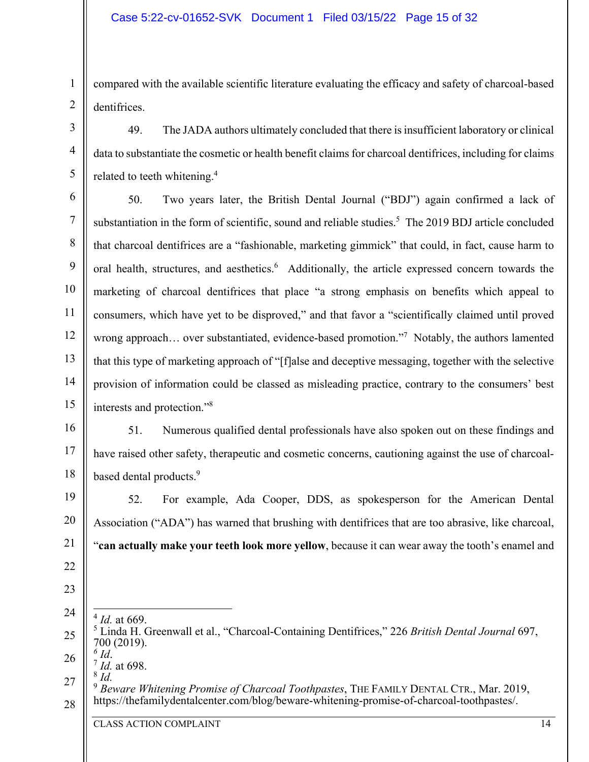compared with the available scientific literature evaluating the efficacy and safety of charcoal-based dentifrices.

49. The JADA authors ultimately concluded that there is insufficient laboratory or clinical data to substantiate the cosmetic or health benefit claims for charcoal dentifrices, including for claims related to teeth whitening.[4]

50. Two years later, the British Dental Journal ("BDJ") again confirmed a lack of substantiation in the form of scientific, sound and reliable studies.[5] The 2019 BDJ article concluded that charcoal dentifrices are a "fashionable, marketing gimmick" that could, in fact, cause harm to oral health, structures, and aesthetics.[6] Additionally, the article expressed concern towards the marketing of charcoal dentifrices that place "a strong emphasis on benefits which appeal to consumers, which have yet to be disproved," and that favor a "scientifically claimed until proved wrong approach… over substantiated, evidence-based promotion."[7] Notably, the authors lamented that this type of marketing approach of "[f]alse and deceptive messaging, together with the selective provision of information could be classed as misleading practice, contrary to the consumers' best interests and protection."[8]

51. Numerous qualified dental professionals have also spoken out on these findings and have raised other safety, therapeutic and cosmetic concerns, cautioning against the use of charcoal-based dental products.[9]

52. For example, Ada Cooper, DDS, as spokesperson for the American Dental Association ("ADA") has warned that brushing with dentifrices that are too abrasive, like charcoal, "**can actually make your teeth look more yellow**, because it can wear away the tooth's enamel and

---

[4] *Id.* at 669.

[5] Linda H. Greenwall et al., "Charcoal-Containing Dentifrices," 226 *British Dental Journal* 697, 700 (2019).

[6] *Id*.

[7] *Id.* at 698.

[8] *Id.*

[9] *Beware Whitening Promise of Charcoal Toothpastes*, THE FAMILY DENTAL CTR., Mar. 2019, https://thefamilydentalcenter.com/blog/beware-whitening-promise-of-charcoal-toothpastes/.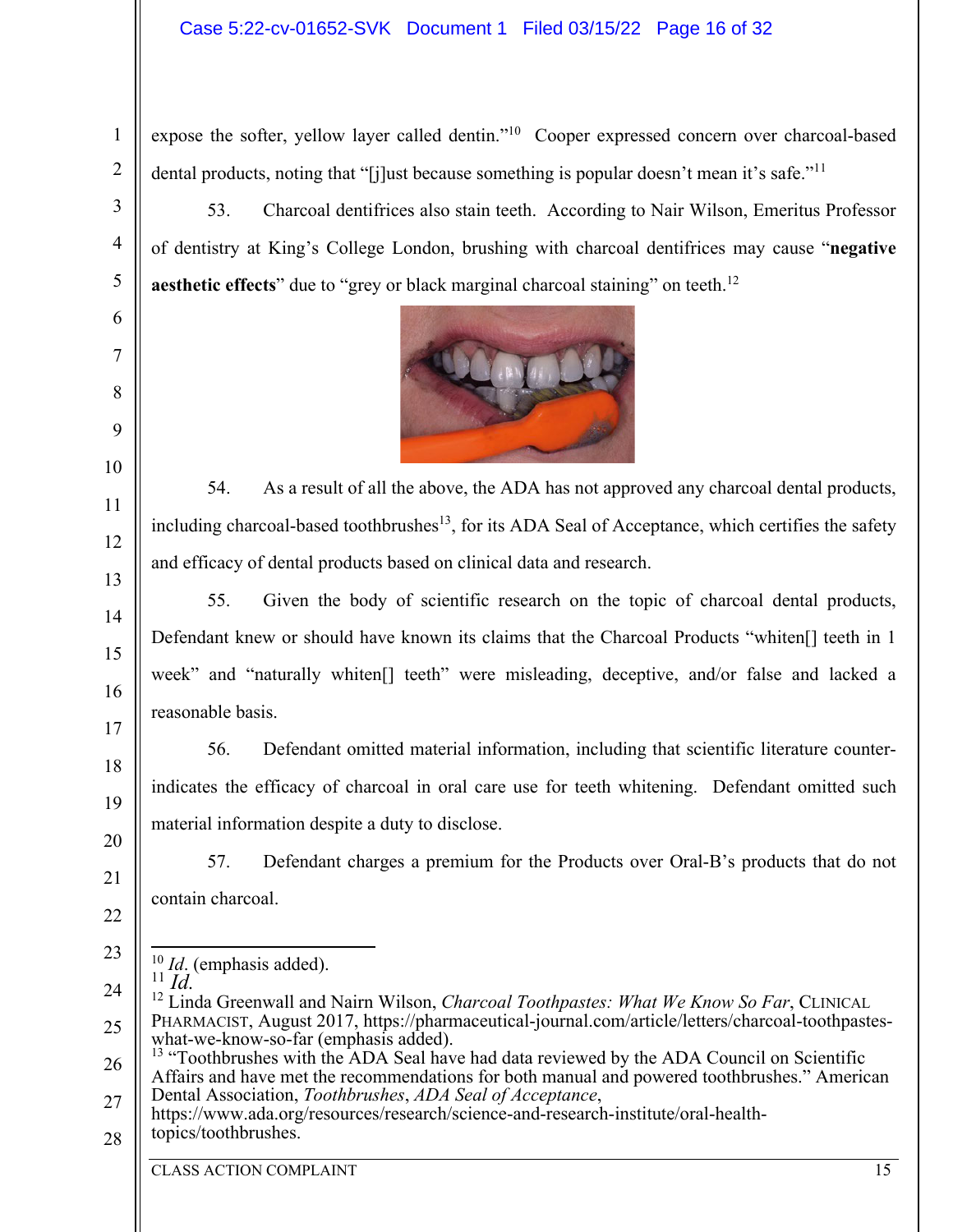expose the softer, yellow layer called dentin."[10] Cooper expressed concern over charcoal-based dental products, noting that "[j]ust because something is popular doesn't mean it's safe."[11]

53. Charcoal dentifrices also stain teeth. According to Nair Wilson, Emeritus Professor of dentistry at King's College London, brushing with charcoal dentifrices may cause "**negative aesthetic effects**" due to "grey or black marginal charcoal staining" on teeth.[12]

54. As a result of all the above, the ADA has not approved any charcoal dental products, including charcoal-based toothbrushes[13], for its ADA Seal of Acceptance, which certifies the safety and efficacy of dental products based on clinical data and research.

55. Given the body of scientific research on the topic of charcoal dental products, Defendant knew or should have known its claims that the Charcoal Products "whiten[] teeth in 1 week" and "naturally whiten[] teeth" were misleading, deceptive, and/or false and lacked a reasonable basis.

56. Defendant omitted material information, including that scientific literature counter-indicates the efficacy of charcoal in oral care use for teeth whitening. Defendant omitted such material information despite a duty to disclose.

57. Defendant charges a premium for the Products over Oral-B's products that do not contain charcoal.

---

[10] *Id.* (emphasis added).

[11] *Id.*

[12] Linda Greenwall and Nairn Wilson, *Charcoal Toothpastes: What We Know So Far*, CLINICAL PHARMACIST, August 2017, https://pharmaceutical-journal.com/article/letters/charcoal-toothpastes-what-we-know-so-far (emphasis added).

[13] "Toothbrushes with the ADA Seal have had data reviewed by the ADA Council on Scientific Affairs and have met the recommendations for both manual and powered toothbrushes." American Dental Association, *Toothbrushes*, *ADA Seal of Acceptance*, https://www.ada.org/resources/research/science-and-research-institute/oral-health-topics/toothbrushes.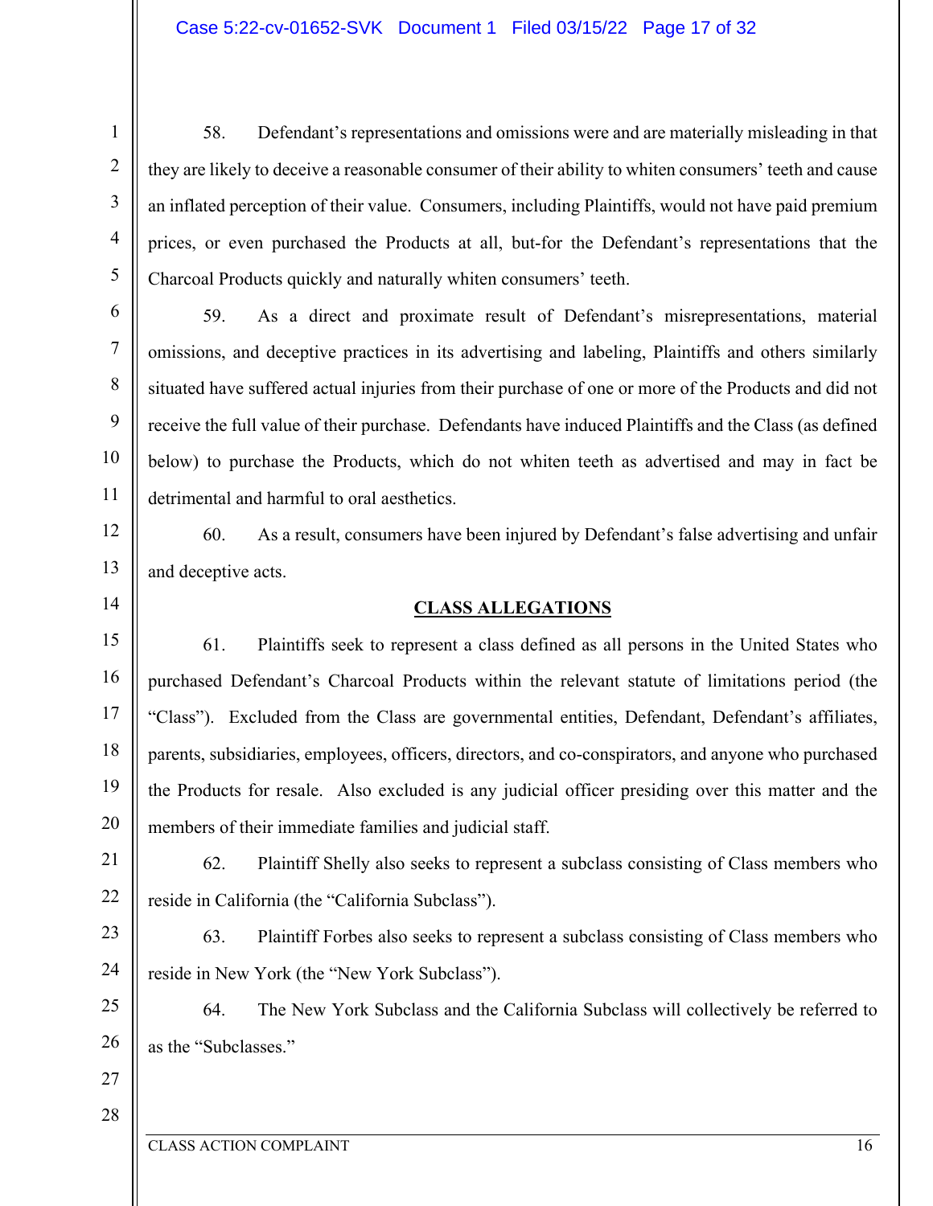58. Defendant's representations and omissions were and are materially misleading in that they are likely to deceive a reasonable consumer of their ability to whiten consumers' teeth and cause an inflated perception of their value. Consumers, including Plaintiffs, would not have paid premium prices, or even purchased the Products at all, but-for the Defendant's representations that the Charcoal Products quickly and naturally whiten consumers' teeth.

59. As a direct and proximate result of Defendant's misrepresentations, material omissions, and deceptive practices in its advertising and labeling, Plaintiffs and others similarly situated have suffered actual injuries from their purchase of one or more of the Products and did not receive the full value of their purchase. Defendants have induced Plaintiffs and the Class (as defined below) to purchase the Products, which do not whiten teeth as advertised and may in fact be detrimental and harmful to oral aesthetics.

60. As a result, consumers have been injured by Defendant's false advertising and unfair and deceptive acts.

## CLASS ALLEGATIONS

61. Plaintiffs seek to represent a class defined as all persons in the United States who purchased Defendant's Charcoal Products within the relevant statute of limitations period (the "Class"). Excluded from the Class are governmental entities, Defendant, Defendant's affiliates, parents, subsidiaries, employees, officers, directors, and co-conspirators, and anyone who purchased the Products for resale. Also excluded is any judicial officer presiding over this matter and the members of their immediate families and judicial staff.

62. Plaintiff Shelly also seeks to represent a subclass consisting of Class members who reside in California (the "California Subclass").

63. Plaintiff Forbes also seeks to represent a subclass consisting of Class members who reside in New York (the "New York Subclass").

64. The New York Subclass and the California Subclass will collectively be referred to as the "Subclasses."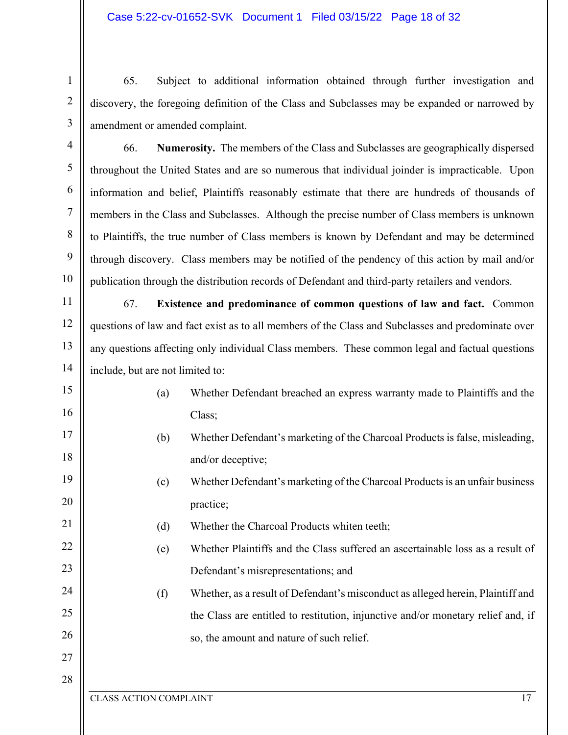65. Subject to additional information obtained through further investigation and discovery, the foregoing definition of the Class and Subclasses may be expanded or narrowed by amendment or amended complaint.

66. **Numerosity.** The members of the Class and Subclasses are geographically dispersed throughout the United States and are so numerous that individual joinder is impracticable. Upon information and belief, Plaintiffs reasonably estimate that there are hundreds of thousands of members in the Class and Subclasses. Although the precise number of Class members is unknown to Plaintiffs, the true number of Class members is known by Defendant and may be determined through discovery. Class members may be notified of the pendency of this action by mail and/or publication through the distribution records of Defendant and third-party retailers and vendors.

67. **Existence and predominance of common questions of law and fact.** Common questions of law and fact exist as to all members of the Class and Subclasses and predominate over any questions affecting only individual Class members. These common legal and factual questions include, but are not limited to:

(a) Whether Defendant breached an express warranty made to Plaintiffs and the Class;

(b) Whether Defendant's marketing of the Charcoal Products is false, misleading, and/or deceptive;

(c) Whether Defendant's marketing of the Charcoal Products is an unfair business practice;

(d) Whether the Charcoal Products whiten teeth;

(e) Whether Plaintiffs and the Class suffered an ascertainable loss as a result of Defendant's misrepresentations; and

(f) Whether, as a result of Defendant's misconduct as alleged herein, Plaintiff and the Class are entitled to restitution, injunctive and/or monetary relief and, if so, the amount and nature of such relief.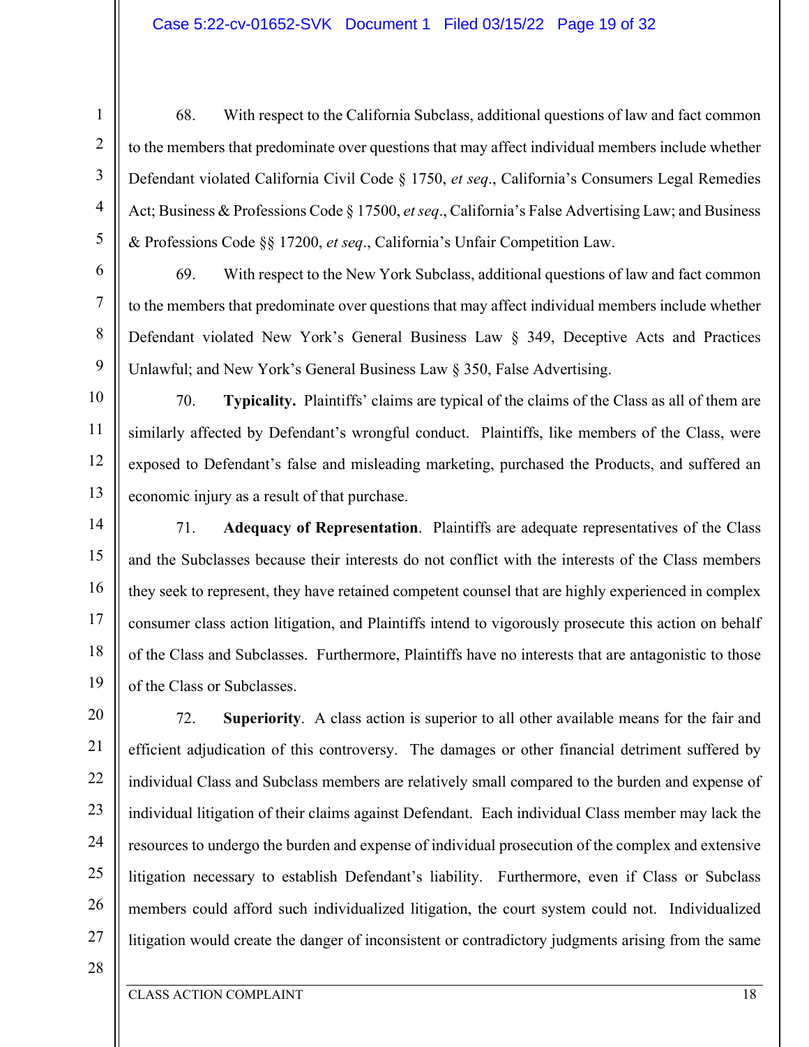68. With respect to the California Subclass, additional questions of law and fact common to the members that predominate over questions that may affect individual members include whether Defendant violated California Civil Code § 1750, *et seq*., California's Consumers Legal Remedies Act; Business & Professions Code § 17500, *et seq*., California's False Advertising Law; and Business & Professions Code §§ 17200, *et seq*., California's Unfair Competition Law.

69. With respect to the New York Subclass, additional questions of law and fact common to the members that predominate over questions that may affect individual members include whether Defendant violated New York's General Business Law § 349, Deceptive Acts and Practices Unlawful; and New York's General Business Law § 350, False Advertising.

70. **Typicality.** Plaintiffs' claims are typical of the claims of the Class as all of them are similarly affected by Defendant's wrongful conduct. Plaintiffs, like members of the Class, were exposed to Defendant's false and misleading marketing, purchased the Products, and suffered an economic injury as a result of that purchase.

71. **Adequacy of Representation**. Plaintiffs are adequate representatives of the Class and the Subclasses because their interests do not conflict with the interests of the Class members they seek to represent, they have retained competent counsel that are highly experienced in complex consumer class action litigation, and Plaintiffs intend to vigorously prosecute this action on behalf of the Class and Subclasses. Furthermore, Plaintiffs have no interests that are antagonistic to those of the Class or Subclasses.

72. **Superiority**. A class action is superior to all other available means for the fair and efficient adjudication of this controversy. The damages or other financial detriment suffered by individual Class and Subclass members are relatively small compared to the burden and expense of individual litigation of their claims against Defendant. Each individual Class member may lack the resources to undergo the burden and expense of individual prosecution of the complex and extensive litigation necessary to establish Defendant's liability. Furthermore, even if Class or Subclass members could afford such individualized litigation, the court system could not. Individualized litigation would create the danger of inconsistent or contradictory judgments arising from the same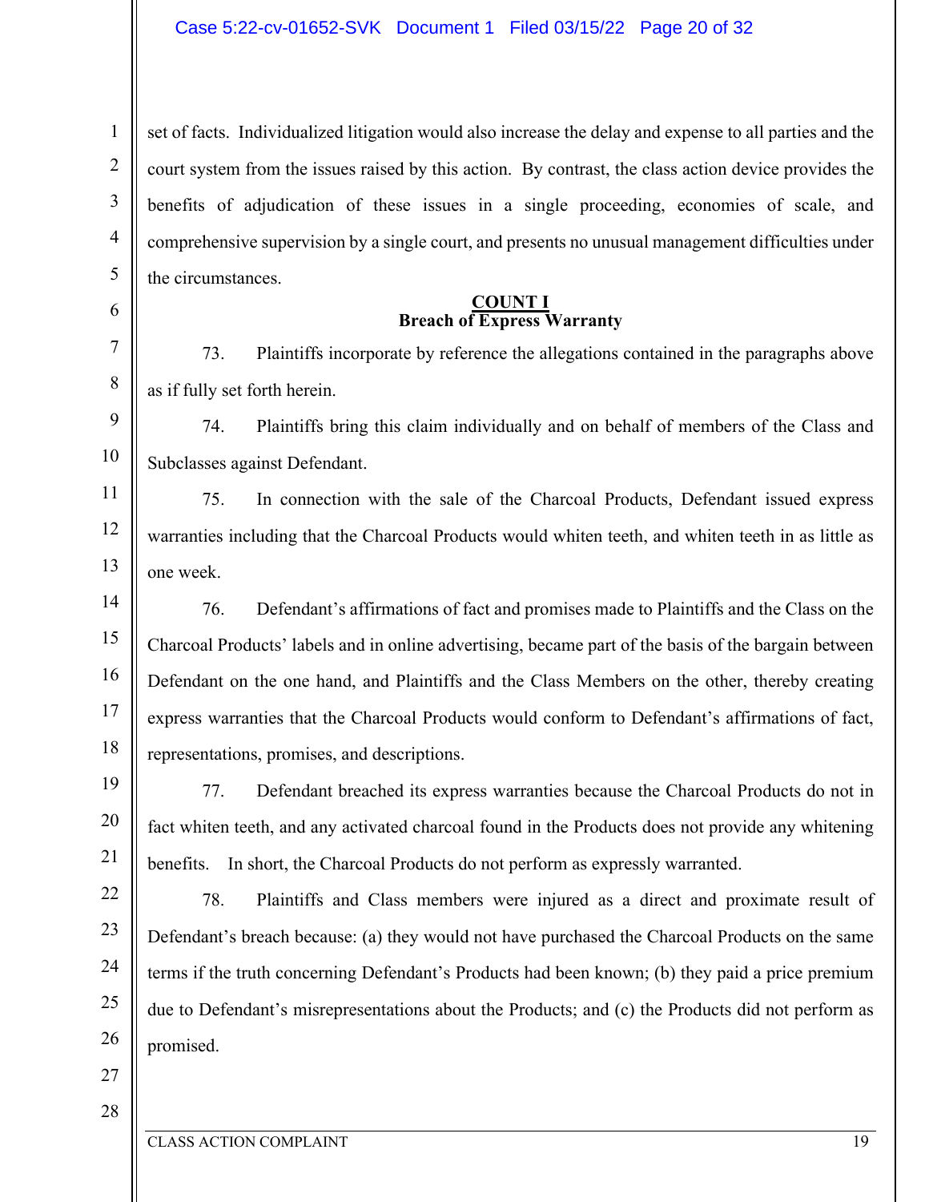set of facts. Individualized litigation would also increase the delay and expense to all parties and the court system from the issues raised by this action. By contrast, the class action device provides the benefits of adjudication of these issues in a single proceeding, economies of scale, and comprehensive supervision by a single court, and presents no unusual management difficulties under the circumstances.

## COUNT I
### Breach of Express Warranty

73. Plaintiffs incorporate by reference the allegations contained in the paragraphs above as if fully set forth herein.

74. Plaintiffs bring this claim individually and on behalf of members of the Class and Subclasses against Defendant.

75. In connection with the sale of the Charcoal Products, Defendant issued express warranties including that the Charcoal Products would whiten teeth, and whiten teeth in as little as one week.

76. Defendant's affirmations of fact and promises made to Plaintiffs and the Class on the Charcoal Products' labels and in online advertising, became part of the basis of the bargain between Defendant on the one hand, and Plaintiffs and the Class Members on the other, thereby creating express warranties that the Charcoal Products would conform to Defendant's affirmations of fact, representations, promises, and descriptions.

77. Defendant breached its express warranties because the Charcoal Products do not in fact whiten teeth, and any activated charcoal found in the Products does not provide any whitening benefits. In short, the Charcoal Products do not perform as expressly warranted.

78. Plaintiffs and Class members were injured as a direct and proximate result of Defendant's breach because: (a) they would not have purchased the Charcoal Products on the same terms if the truth concerning Defendant's Products had been known; (b) they paid a price premium due to Defendant's misrepresentations about the Products; and (c) the Products did not perform as promised.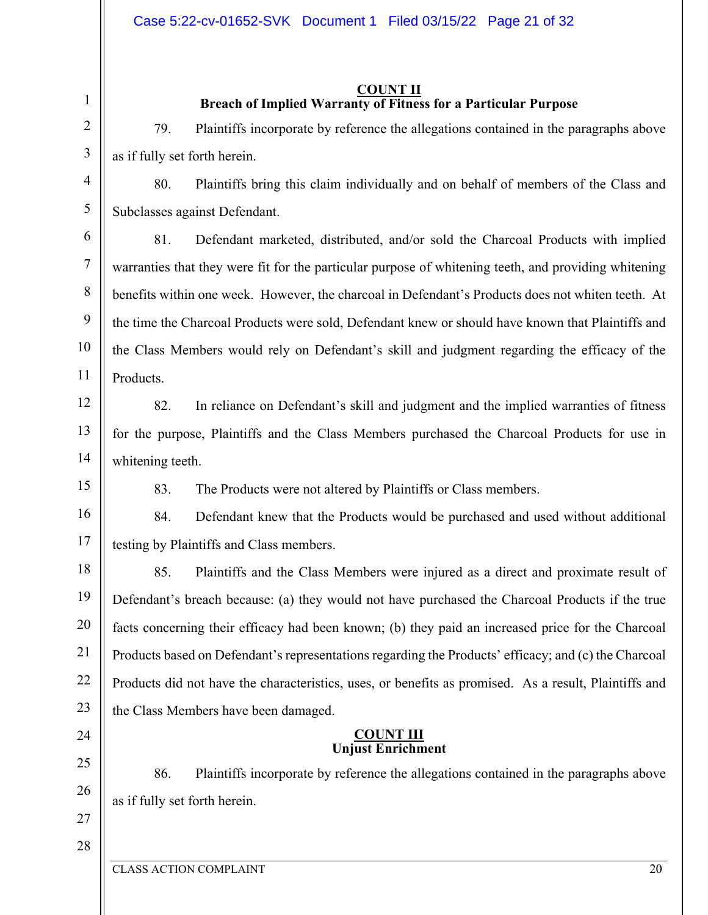**COUNT II**
**Breach of Implied Warranty of Fitness for a Particular Purpose**

79. Plaintiffs incorporate by reference the allegations contained in the paragraphs above as if fully set forth herein.

80. Plaintiffs bring this claim individually and on behalf of members of the Class and Subclasses against Defendant.

81. Defendant marketed, distributed, and/or sold the Charcoal Products with implied warranties that they were fit for the particular purpose of whitening teeth, and providing whitening benefits within one week. However, the charcoal in Defendant's Products does not whiten teeth. At the time the Charcoal Products were sold, Defendant knew or should have known that Plaintiffs and the Class Members would rely on Defendant's skill and judgment regarding the efficacy of the Products.

82. In reliance on Defendant's skill and judgment and the implied warranties of fitness for the purpose, Plaintiffs and the Class Members purchased the Charcoal Products for use in whitening teeth.

83. The Products were not altered by Plaintiffs or Class members.

84. Defendant knew that the Products would be purchased and used without additional testing by Plaintiffs and Class members.

85. Plaintiffs and the Class Members were injured as a direct and proximate result of Defendant's breach because: (a) they would not have purchased the Charcoal Products if the true facts concerning their efficacy had been known; (b) they paid an increased price for the Charcoal Products based on Defendant's representations regarding the Products' efficacy; and (c) the Charcoal Products did not have the characteristics, uses, or benefits as promised. As a result, Plaintiffs and the Class Members have been damaged.

**COUNT III**
**Unjust Enrichment**

86. Plaintiffs incorporate by reference the allegations contained in the paragraphs above as if fully set forth herein.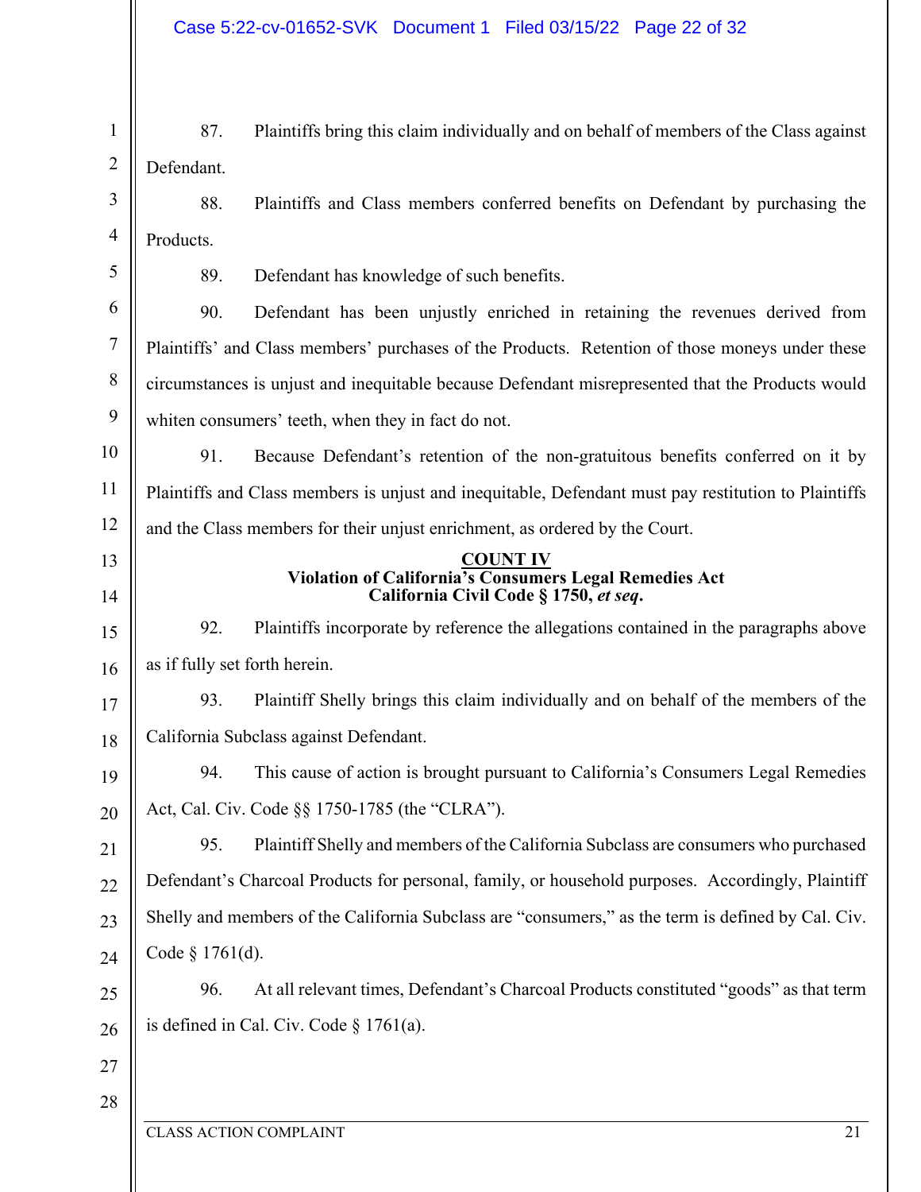87. Plaintiffs bring this claim individually and on behalf of members of the Class against Defendant.

88. Plaintiffs and Class members conferred benefits on Defendant by purchasing the Products.

89. Defendant has knowledge of such benefits.

90. Defendant has been unjustly enriched in retaining the revenues derived from Plaintiffs' and Class members' purchases of the Products. Retention of those moneys under these circumstances is unjust and inequitable because Defendant misrepresented that the Products would whiten consumers' teeth, when they in fact do not.

91. Because Defendant's retention of the non-gratuitous benefits conferred on it by Plaintiffs and Class members is unjust and inequitable, Defendant must pay restitution to Plaintiffs and the Class members for their unjust enrichment, as ordered by the Court.

## COUNT IV
### Violation of California's Consumers Legal Remedies Act
### California Civil Code § 1750, *et seq*.

92. Plaintiffs incorporate by reference the allegations contained in the paragraphs above as if fully set forth herein.

93. Plaintiff Shelly brings this claim individually and on behalf of the members of the California Subclass against Defendant.

94. This cause of action is brought pursuant to California's Consumers Legal Remedies Act, Cal. Civ. Code §§ 1750-1785 (the "CLRA").

95. Plaintiff Shelly and members of the California Subclass are consumers who purchased Defendant's Charcoal Products for personal, family, or household purposes. Accordingly, Plaintiff Shelly and members of the California Subclass are "consumers," as the term is defined by Cal. Civ. Code § 1761(d).

96. At all relevant times, Defendant's Charcoal Products constituted "goods" as that term is defined in Cal. Civ. Code § 1761(a).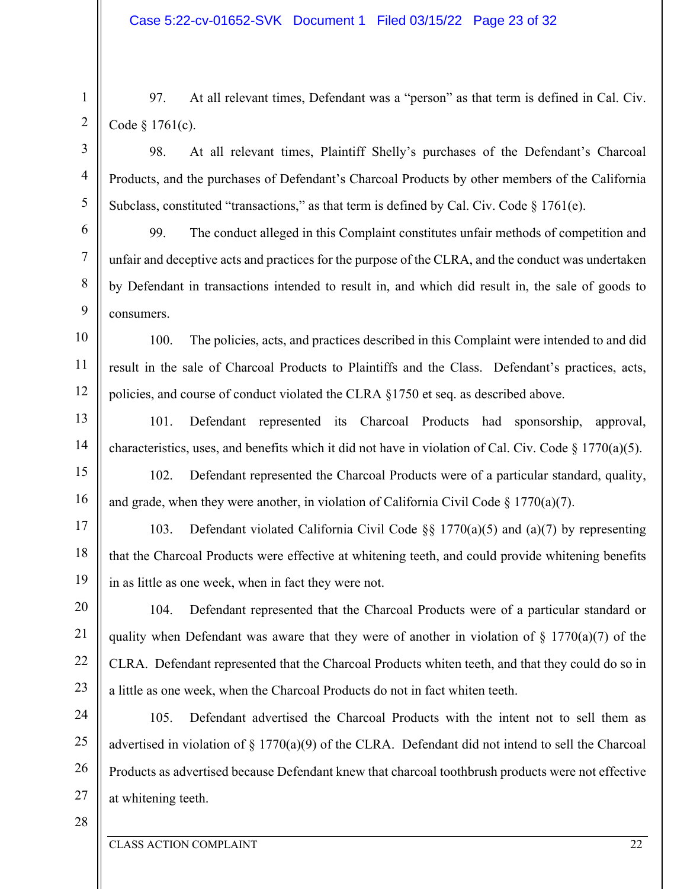97. At all relevant times, Defendant was a "person" as that term is defined in Cal. Civ. Code § 1761(c).

98. At all relevant times, Plaintiff Shelly's purchases of the Defendant's Charcoal Products, and the purchases of Defendant's Charcoal Products by other members of the California Subclass, constituted "transactions," as that term is defined by Cal. Civ. Code § 1761(e).

99. The conduct alleged in this Complaint constitutes unfair methods of competition and unfair and deceptive acts and practices for the purpose of the CLRA, and the conduct was undertaken by Defendant in transactions intended to result in, and which did result in, the sale of goods to consumers.

100. The policies, acts, and practices described in this Complaint were intended to and did result in the sale of Charcoal Products to Plaintiffs and the Class. Defendant's practices, acts, policies, and course of conduct violated the CLRA §1750 et seq. as described above.

101. Defendant represented its Charcoal Products had sponsorship, approval, characteristics, uses, and benefits which it did not have in violation of Cal. Civ. Code § 1770(a)(5).

102. Defendant represented the Charcoal Products were of a particular standard, quality, and grade, when they were another, in violation of California Civil Code § 1770(a)(7).

103. Defendant violated California Civil Code §§ 1770(a)(5) and (a)(7) by representing that the Charcoal Products were effective at whitening teeth, and could provide whitening benefits in as little as one week, when in fact they were not.

104. Defendant represented that the Charcoal Products were of a particular standard or quality when Defendant was aware that they were of another in violation of § 1770(a)(7) of the CLRA. Defendant represented that the Charcoal Products whiten teeth, and that they could do so in a little as one week, when the Charcoal Products do not in fact whiten teeth.

105. Defendant advertised the Charcoal Products with the intent not to sell them as advertised in violation of § 1770(a)(9) of the CLRA. Defendant did not intend to sell the Charcoal Products as advertised because Defendant knew that charcoal toothbrush products were not effective at whitening teeth.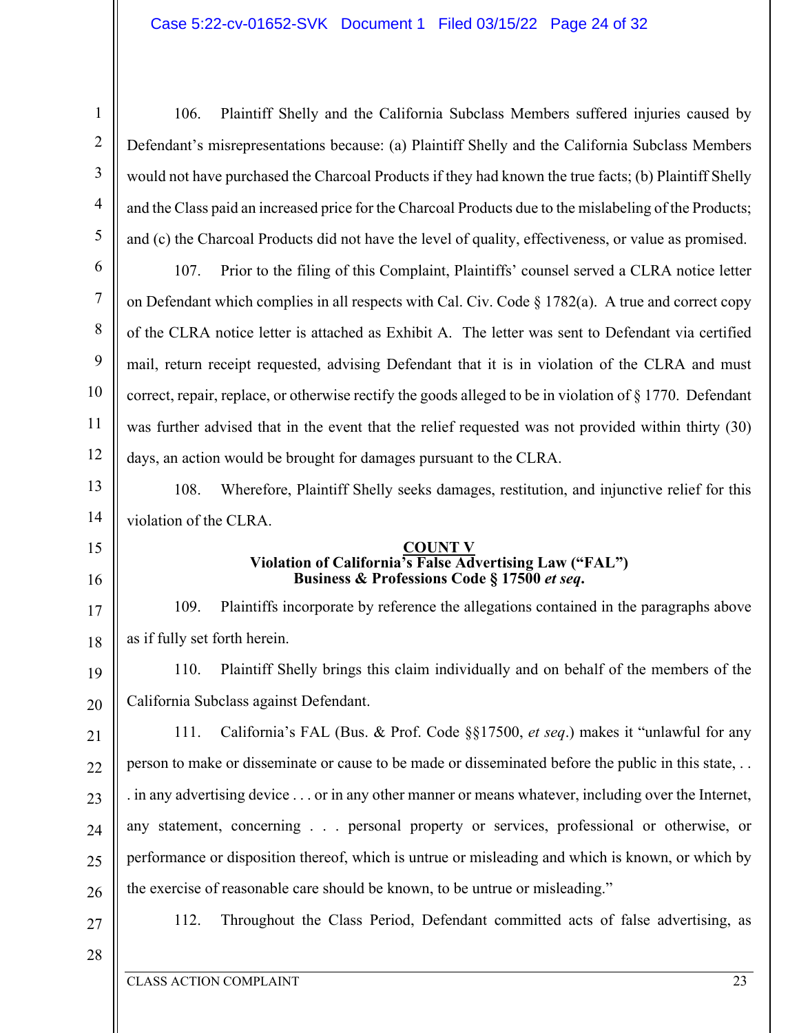106. Plaintiff Shelly and the California Subclass Members suffered injuries caused by Defendant's misrepresentations because: (a) Plaintiff Shelly and the California Subclass Members would not have purchased the Charcoal Products if they had known the true facts; (b) Plaintiff Shelly and the Class paid an increased price for the Charcoal Products due to the mislabeling of the Products; and (c) the Charcoal Products did not have the level of quality, effectiveness, or value as promised.

107. Prior to the filing of this Complaint, Plaintiffs' counsel served a CLRA notice letter on Defendant which complies in all respects with Cal. Civ. Code § 1782(a). A true and correct copy of the CLRA notice letter is attached as Exhibit A. The letter was sent to Defendant via certified mail, return receipt requested, advising Defendant that it is in violation of the CLRA and must correct, repair, replace, or otherwise rectify the goods alleged to be in violation of § 1770. Defendant was further advised that in the event that the relief requested was not provided within thirty (30) days, an action would be brought for damages pursuant to the CLRA.

108. Wherefore, Plaintiff Shelly seeks damages, restitution, and injunctive relief for this violation of the CLRA.

**COUNT V**
**Violation of California's False Advertising Law ("FAL")**
**Business & Professions Code § 17500 *et seq*.**

109. Plaintiffs incorporate by reference the allegations contained in the paragraphs above as if fully set forth herein.

110. Plaintiff Shelly brings this claim individually and on behalf of the members of the California Subclass against Defendant.

111. California's FAL (Bus. & Prof. Code §§17500, *et seq*.) makes it "unlawful for any person to make or disseminate or cause to be made or disseminated before the public in this state, . . . in any advertising device . . . or in any other manner or means whatever, including over the Internet, any statement, concerning . . . personal property or services, professional or otherwise, or performance or disposition thereof, which is untrue or misleading and which is known, or which by the exercise of reasonable care should be known, to be untrue or misleading."

112. Throughout the Class Period, Defendant committed acts of false advertising, as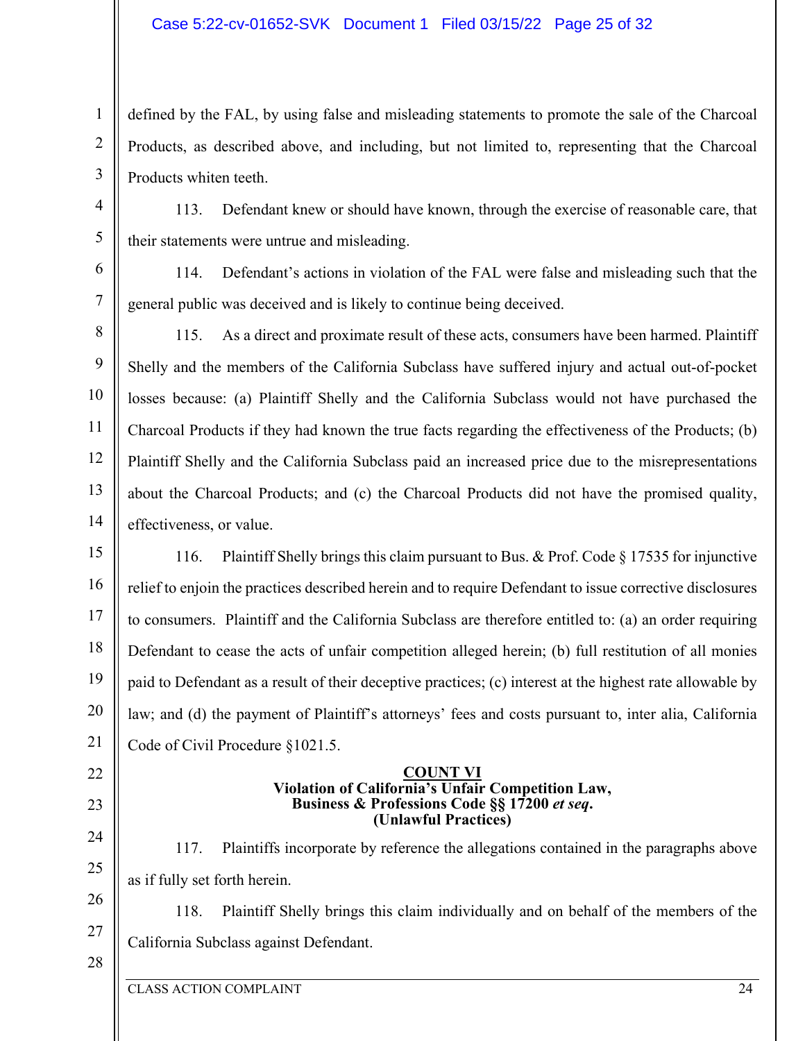defined by the FAL, by using false and misleading statements to promote the sale of the Charcoal Products, as described above, and including, but not limited to, representing that the Charcoal Products whiten teeth.

113. Defendant knew or should have known, through the exercise of reasonable care, that their statements were untrue and misleading.

114. Defendant's actions in violation of the FAL were false and misleading such that the general public was deceived and is likely to continue being deceived.

115. As a direct and proximate result of these acts, consumers have been harmed. Plaintiff Shelly and the members of the California Subclass have suffered injury and actual out-of-pocket losses because: (a) Plaintiff Shelly and the California Subclass would not have purchased the Charcoal Products if they had known the true facts regarding the effectiveness of the Products; (b) Plaintiff Shelly and the California Subclass paid an increased price due to the misrepresentations about the Charcoal Products; and (c) the Charcoal Products did not have the promised quality, effectiveness, or value.

116. Plaintiff Shelly brings this claim pursuant to Bus. & Prof. Code § 17535 for injunctive relief to enjoin the practices described herein and to require Defendant to issue corrective disclosures to consumers. Plaintiff and the California Subclass are therefore entitled to: (a) an order requiring Defendant to cease the acts of unfair competition alleged herein; (b) full restitution of all monies paid to Defendant as a result of their deceptive practices; (c) interest at the highest rate allowable by law; and (d) the payment of Plaintiff's attorneys' fees and costs pursuant to, inter alia, California Code of Civil Procedure §1021.5.

## COUNT VI
## Violation of California's Unfair Competition Law, Business & Professions Code §§ 17200 *et seq*. (Unlawful Practices)

117. Plaintiffs incorporate by reference the allegations contained in the paragraphs above as if fully set forth herein.

118. Plaintiff Shelly brings this claim individually and on behalf of the members of the California Subclass against Defendant.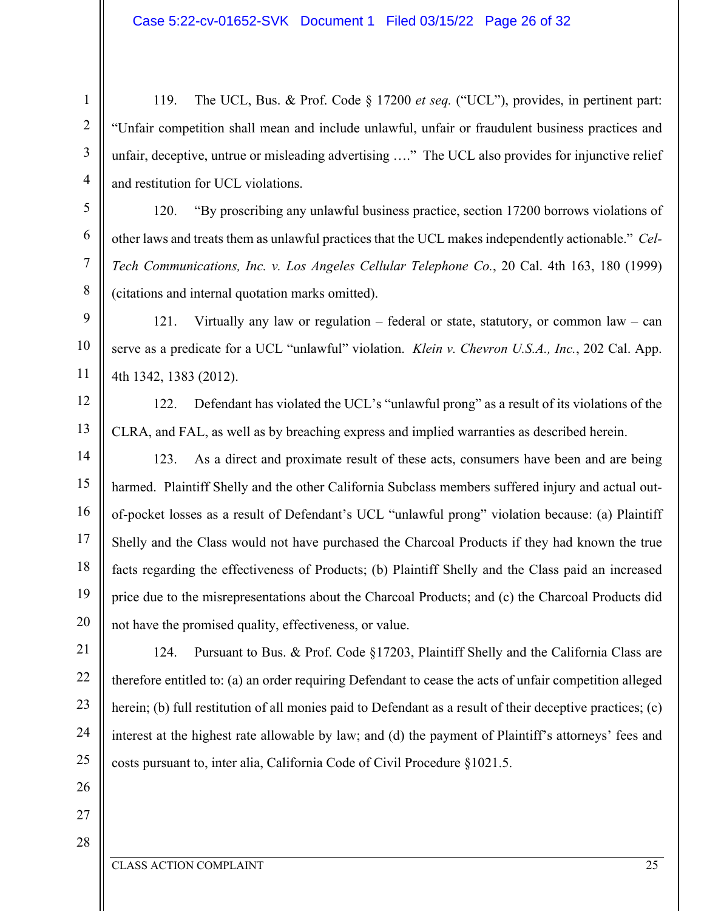119. The UCL, Bus. & Prof. Code § 17200 *et seq.* ("UCL"), provides, in pertinent part: "Unfair competition shall mean and include unlawful, unfair or fraudulent business practices and unfair, deceptive, untrue or misleading advertising …." The UCL also provides for injunctive relief and restitution for UCL violations.

120. "By proscribing any unlawful business practice, section 17200 borrows violations of other laws and treats them as unlawful practices that the UCL makes independently actionable." *Cel-Tech Communications, Inc. v. Los Angeles Cellular Telephone Co.*, 20 Cal. 4th 163, 180 (1999) (citations and internal quotation marks omitted).

121. Virtually any law or regulation – federal or state, statutory, or common law – can serve as a predicate for a UCL "unlawful" violation. *Klein v. Chevron U.S.A., Inc.*, 202 Cal. App. 4th 1342, 1383 (2012).

122. Defendant has violated the UCL's "unlawful prong" as a result of its violations of the CLRA, and FAL, as well as by breaching express and implied warranties as described herein.

123. As a direct and proximate result of these acts, consumers have been and are being harmed. Plaintiff Shelly and the other California Subclass members suffered injury and actual out-of-pocket losses as a result of Defendant's UCL "unlawful prong" violation because: (a) Plaintiff Shelly and the Class would not have purchased the Charcoal Products if they had known the true facts regarding the effectiveness of Products; (b) Plaintiff Shelly and the Class paid an increased price due to the misrepresentations about the Charcoal Products; and (c) the Charcoal Products did not have the promised quality, effectiveness, or value.

124. Pursuant to Bus. & Prof. Code §17203, Plaintiff Shelly and the California Class are therefore entitled to: (a) an order requiring Defendant to cease the acts of unfair competition alleged herein; (b) full restitution of all monies paid to Defendant as a result of their deceptive practices; (c) interest at the highest rate allowable by law; and (d) the payment of Plaintiff's attorneys' fees and costs pursuant to, inter alia, California Code of Civil Procedure §1021.5.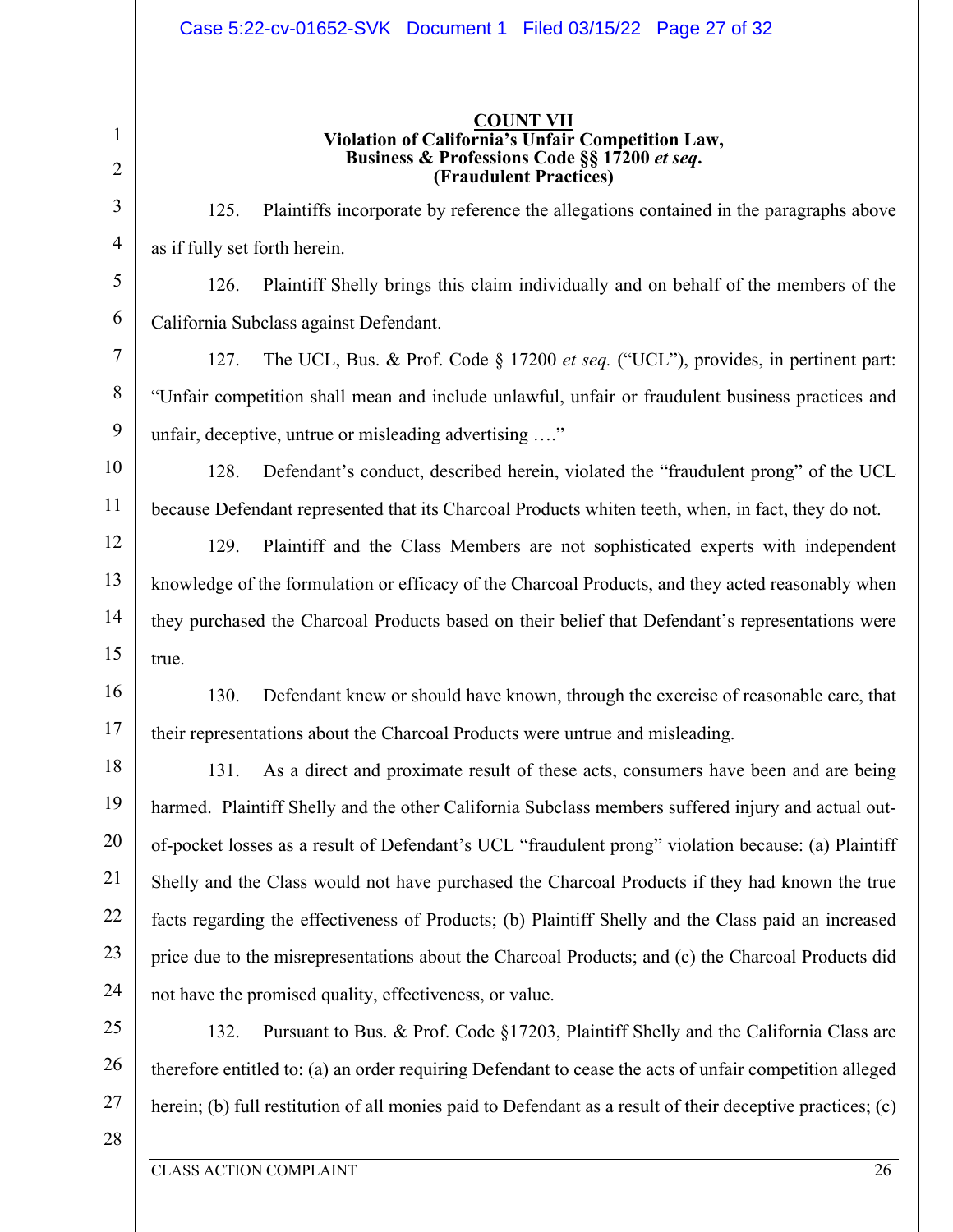**COUNT VII**
**Violation of California's Unfair Competition Law,**
**Business & Professions Code §§ 17200 *et seq*.**
**(Fraudulent Practices)**

125. Plaintiffs incorporate by reference the allegations contained in the paragraphs above as if fully set forth herein.

126. Plaintiff Shelly brings this claim individually and on behalf of the members of the California Subclass against Defendant.

127. The UCL, Bus. & Prof. Code § 17200 *et seq.* ("UCL"), provides, in pertinent part: "Unfair competition shall mean and include unlawful, unfair or fraudulent business practices and unfair, deceptive, untrue or misleading advertising …."

128. Defendant's conduct, described herein, violated the "fraudulent prong" of the UCL because Defendant represented that its Charcoal Products whiten teeth, when, in fact, they do not.

129. Plaintiff and the Class Members are not sophisticated experts with independent knowledge of the formulation or efficacy of the Charcoal Products, and they acted reasonably when they purchased the Charcoal Products based on their belief that Defendant's representations were true.

130. Defendant knew or should have known, through the exercise of reasonable care, that their representations about the Charcoal Products were untrue and misleading.

131. As a direct and proximate result of these acts, consumers have been and are being harmed. Plaintiff Shelly and the other California Subclass members suffered injury and actual out-of-pocket losses as a result of Defendant's UCL "fraudulent prong" violation because: (a) Plaintiff Shelly and the Class would not have purchased the Charcoal Products if they had known the true facts regarding the effectiveness of Products; (b) Plaintiff Shelly and the Class paid an increased price due to the misrepresentations about the Charcoal Products; and (c) the Charcoal Products did not have the promised quality, effectiveness, or value.

132. Pursuant to Bus. & Prof. Code §17203, Plaintiff Shelly and the California Class are therefore entitled to: (a) an order requiring Defendant to cease the acts of unfair competition alleged herein; (b) full restitution of all monies paid to Defendant as a result of their deceptive practices; (c)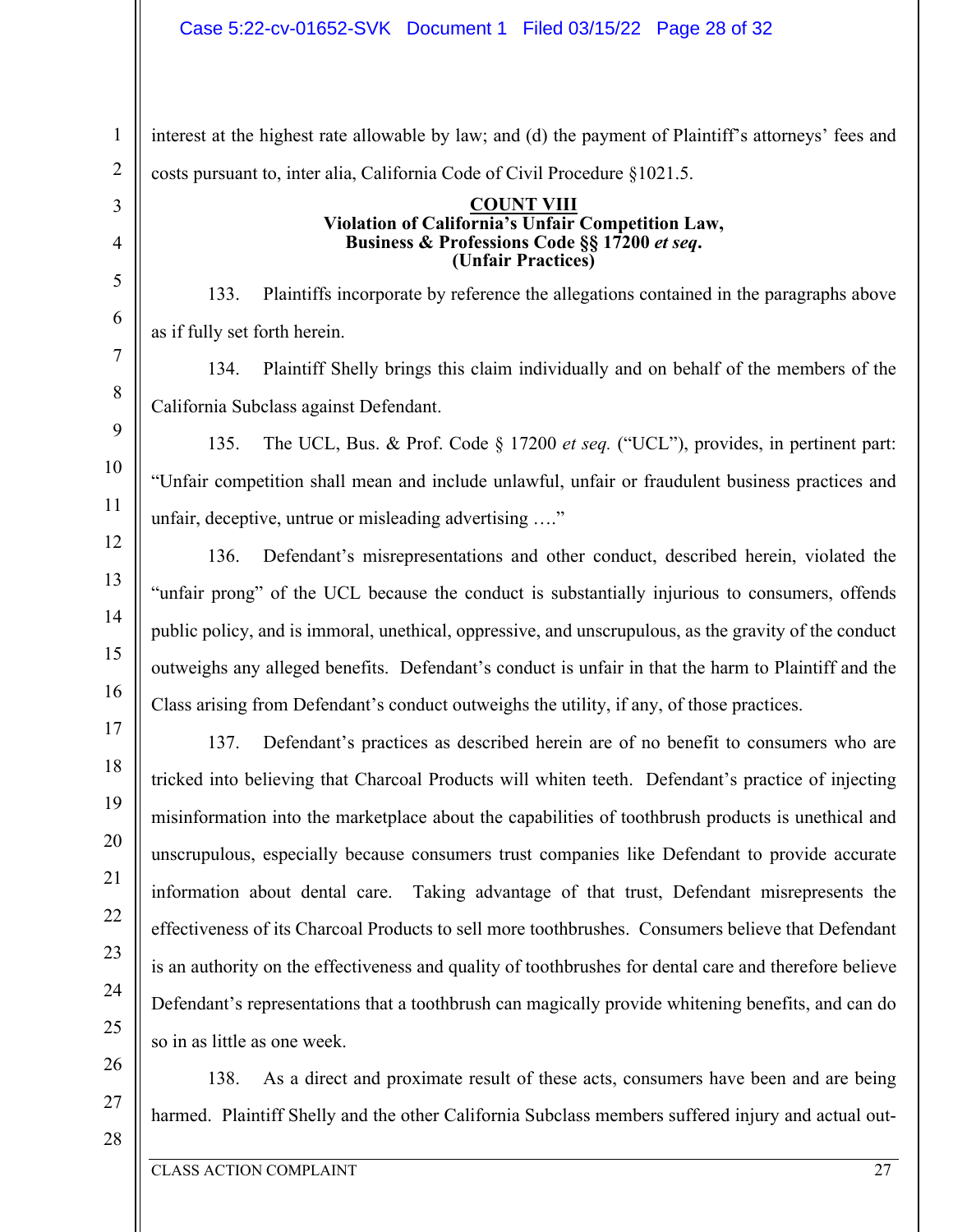interest at the highest rate allowable by law; and (d) the payment of Plaintiff's attorneys' fees and costs pursuant to, inter alia, California Code of Civil Procedure §1021.5.

**COUNT VIII**
**Violation of California's Unfair Competition Law, Business & Professions Code §§ 17200 *et seq*. (Unfair Practices)**

133. Plaintiffs incorporate by reference the allegations contained in the paragraphs above as if fully set forth herein.

134. Plaintiff Shelly brings this claim individually and on behalf of the members of the California Subclass against Defendant.

135. The UCL, Bus. & Prof. Code § 17200 *et seq.* ("UCL"), provides, in pertinent part: "Unfair competition shall mean and include unlawful, unfair or fraudulent business practices and unfair, deceptive, untrue or misleading advertising …."

136. Defendant's misrepresentations and other conduct, described herein, violated the "unfair prong" of the UCL because the conduct is substantially injurious to consumers, offends public policy, and is immoral, unethical, oppressive, and unscrupulous, as the gravity of the conduct outweighs any alleged benefits. Defendant's conduct is unfair in that the harm to Plaintiff and the Class arising from Defendant's conduct outweighs the utility, if any, of those practices.

137. Defendant's practices as described herein are of no benefit to consumers who are tricked into believing that Charcoal Products will whiten teeth. Defendant's practice of injecting misinformation into the marketplace about the capabilities of toothbrush products is unethical and unscrupulous, especially because consumers trust companies like Defendant to provide accurate information about dental care. Taking advantage of that trust, Defendant misrepresents the effectiveness of its Charcoal Products to sell more toothbrushes. Consumers believe that Defendant is an authority on the effectiveness and quality of toothbrushes for dental care and therefore believe Defendant's representations that a toothbrush can magically provide whitening benefits, and can do so in as little as one week.

138. As a direct and proximate result of these acts, consumers have been and are being harmed. Plaintiff Shelly and the other California Subclass members suffered injury and actual out-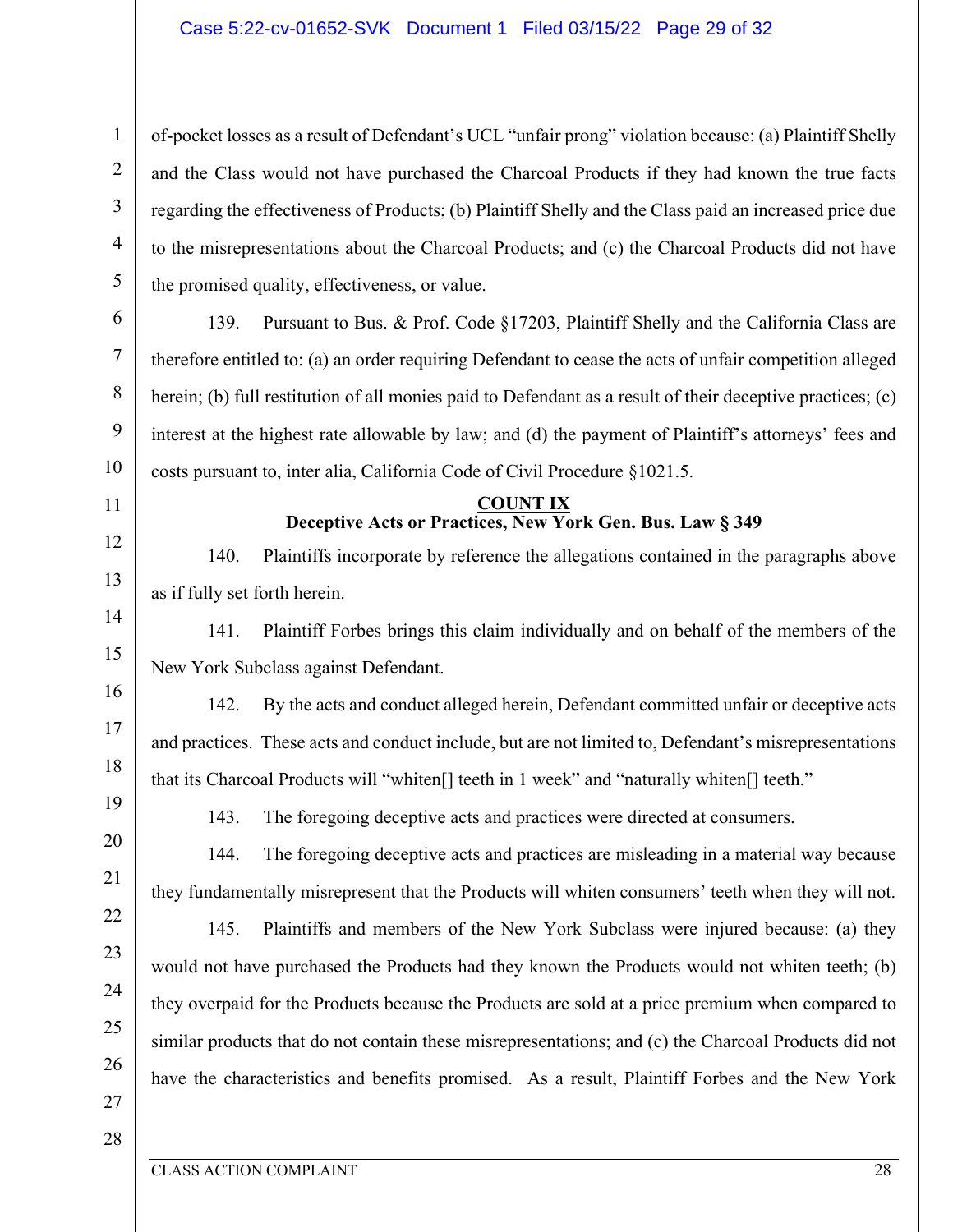of-pocket losses as a result of Defendant's UCL "unfair prong" violation because: (a) Plaintiff Shelly and the Class would not have purchased the Charcoal Products if they had known the true facts regarding the effectiveness of Products; (b) Plaintiff Shelly and the Class paid an increased price due to the misrepresentations about the Charcoal Products; and (c) the Charcoal Products did not have the promised quality, effectiveness, or value.

139. Pursuant to Bus. & Prof. Code §17203, Plaintiff Shelly and the California Class are therefore entitled to: (a) an order requiring Defendant to cease the acts of unfair competition alleged herein; (b) full restitution of all monies paid to Defendant as a result of their deceptive practices; (c) interest at the highest rate allowable by law; and (d) the payment of Plaintiff's attorneys' fees and costs pursuant to, inter alia, California Code of Civil Procedure §1021.5.

**COUNT IX**
**Deceptive Acts or Practices, New York Gen. Bus. Law § 349**

140. Plaintiffs incorporate by reference the allegations contained in the paragraphs above as if fully set forth herein.

141. Plaintiff Forbes brings this claim individually and on behalf of the members of the New York Subclass against Defendant.

142. By the acts and conduct alleged herein, Defendant committed unfair or deceptive acts and practices. These acts and conduct include, but are not limited to, Defendant's misrepresentations that its Charcoal Products will "whiten[] teeth in 1 week" and "naturally whiten[] teeth."

143. The foregoing deceptive acts and practices were directed at consumers.

144. The foregoing deceptive acts and practices are misleading in a material way because they fundamentally misrepresent that the Products will whiten consumers' teeth when they will not.

145. Plaintiffs and members of the New York Subclass were injured because: (a) they would not have purchased the Products had they known the Products would not whiten teeth; (b) they overpaid for the Products because the Products are sold at a price premium when compared to similar products that do not contain these misrepresentations; and (c) the Charcoal Products did not have the characteristics and benefits promised. As a result, Plaintiff Forbes and the New York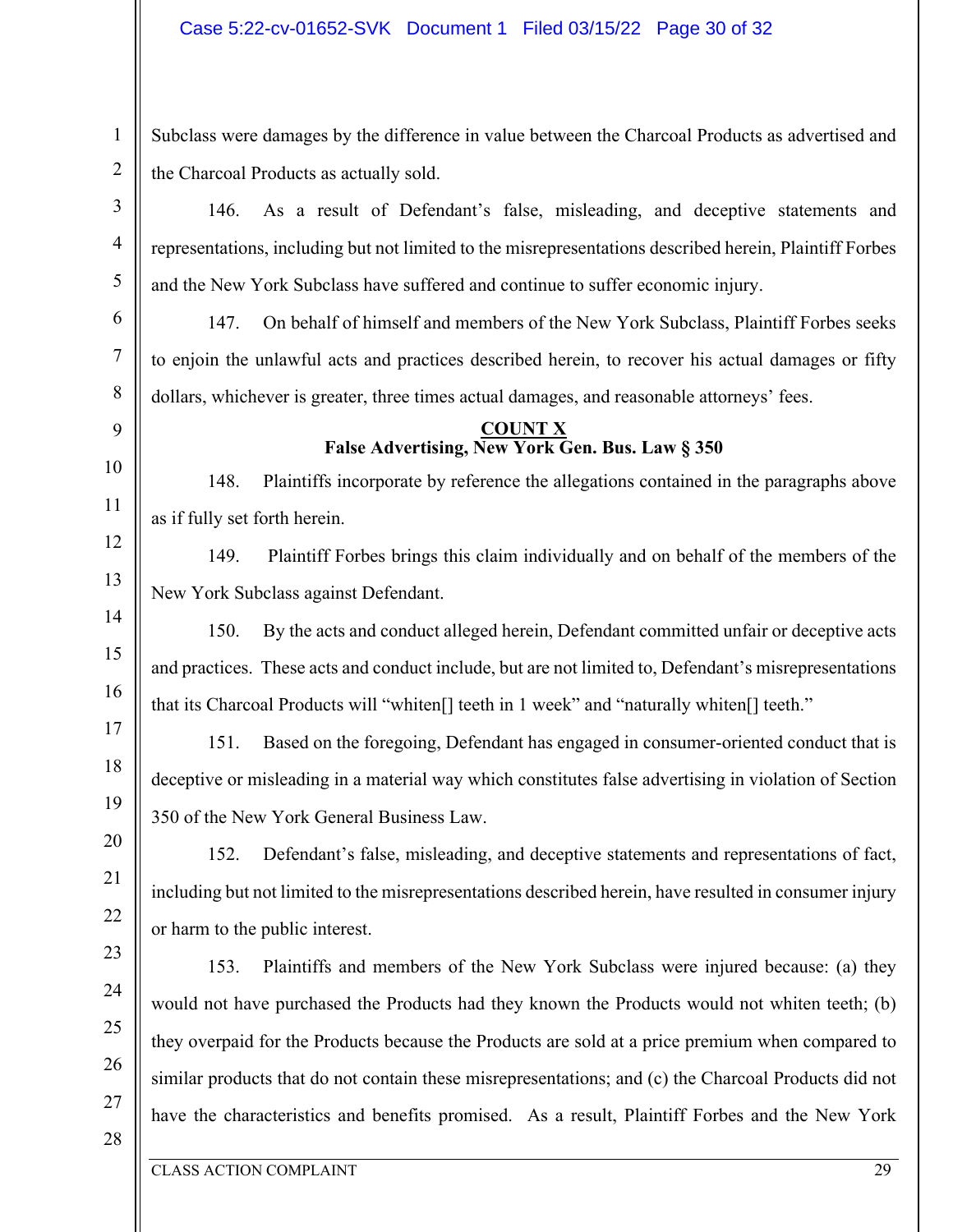Subclass were damages by the difference in value between the Charcoal Products as advertised and the Charcoal Products as actually sold.

146. As a result of Defendant's false, misleading, and deceptive statements and representations, including but not limited to the misrepresentations described herein, Plaintiff Forbes and the New York Subclass have suffered and continue to suffer economic injury.

147. On behalf of himself and members of the New York Subclass, Plaintiff Forbes seeks to enjoin the unlawful acts and practices described herein, to recover his actual damages or fifty dollars, whichever is greater, three times actual damages, and reasonable attorneys' fees.

**COUNT X**
**False Advertising, New York Gen. Bus. Law § 350**

148. Plaintiffs incorporate by reference the allegations contained in the paragraphs above as if fully set forth herein.

149. Plaintiff Forbes brings this claim individually and on behalf of the members of the New York Subclass against Defendant.

150. By the acts and conduct alleged herein, Defendant committed unfair or deceptive acts and practices. These acts and conduct include, but are not limited to, Defendant's misrepresentations that its Charcoal Products will "whiten[] teeth in 1 week" and "naturally whiten[] teeth."

151. Based on the foregoing, Defendant has engaged in consumer-oriented conduct that is deceptive or misleading in a material way which constitutes false advertising in violation of Section 350 of the New York General Business Law.

152. Defendant's false, misleading, and deceptive statements and representations of fact, including but not limited to the misrepresentations described herein, have resulted in consumer injury or harm to the public interest.

153. Plaintiffs and members of the New York Subclass were injured because: (a) they would not have purchased the Products had they known the Products would not whiten teeth; (b) they overpaid for the Products because the Products are sold at a price premium when compared to similar products that do not contain these misrepresentations; and (c) the Charcoal Products did not have the characteristics and benefits promised. As a result, Plaintiff Forbes and the New York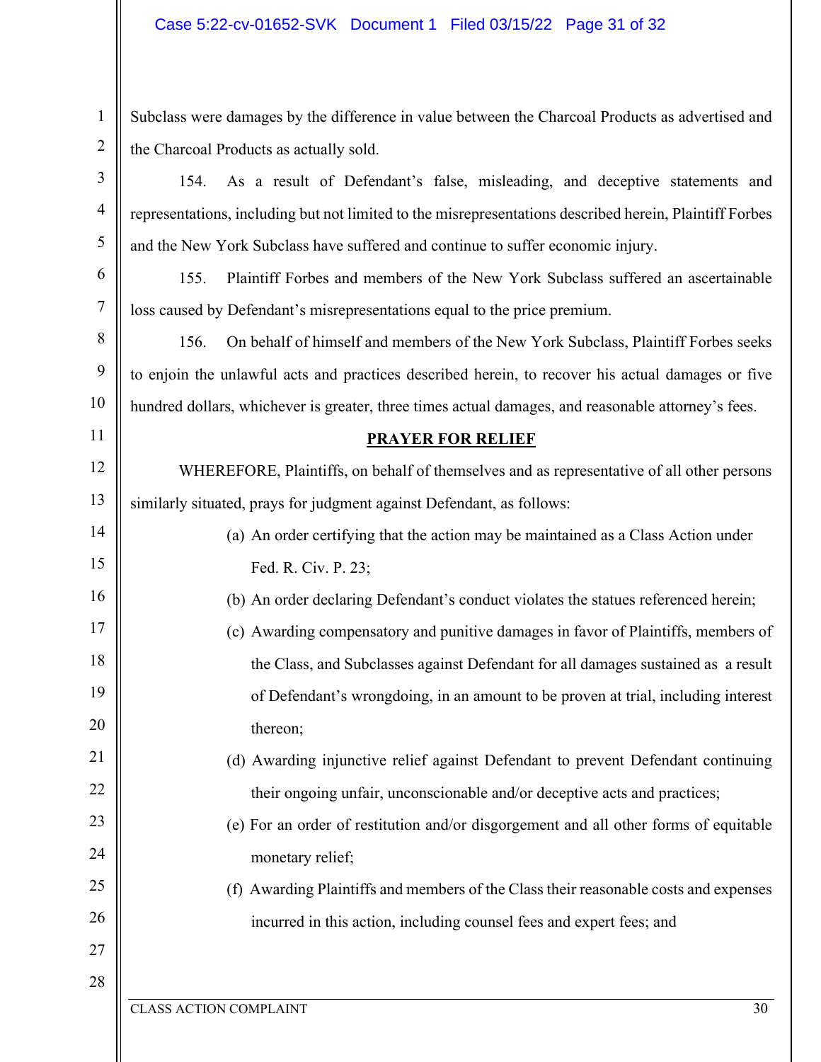Subclass were damages by the difference in value between the Charcoal Products as advertised and the Charcoal Products as actually sold.

154. As a result of Defendant's false, misleading, and deceptive statements and representations, including but not limited to the misrepresentations described herein, Plaintiff Forbes and the New York Subclass have suffered and continue to suffer economic injury.

155. Plaintiff Forbes and members of the New York Subclass suffered an ascertainable loss caused by Defendant's misrepresentations equal to the price premium.

156. On behalf of himself and members of the New York Subclass, Plaintiff Forbes seeks to enjoin the unlawful acts and practices described herein, to recover his actual damages or five hundred dollars, whichever is greater, three times actual damages, and reasonable attorney's fees.

## PRAYER FOR RELIEF

WHEREFORE, Plaintiffs, on behalf of themselves and as representative of all other persons similarly situated, prays for judgment against Defendant, as follows:

(a) An order certifying that the action may be maintained as a Class Action under Fed. R. Civ. P. 23;

(b) An order declaring Defendant's conduct violates the statues referenced herein;

(c) Awarding compensatory and punitive damages in favor of Plaintiffs, members of the Class, and Subclasses against Defendant for all damages sustained as a result of Defendant's wrongdoing, in an amount to be proven at trial, including interest thereon;

(d) Awarding injunctive relief against Defendant to prevent Defendant continuing their ongoing unfair, unconscionable and/or deceptive acts and practices;

(e) For an order of restitution and/or disgorgement and all other forms of equitable monetary relief;

(f) Awarding Plaintiffs and members of the Class their reasonable costs and expenses incurred in this action, including counsel fees and expert fees; and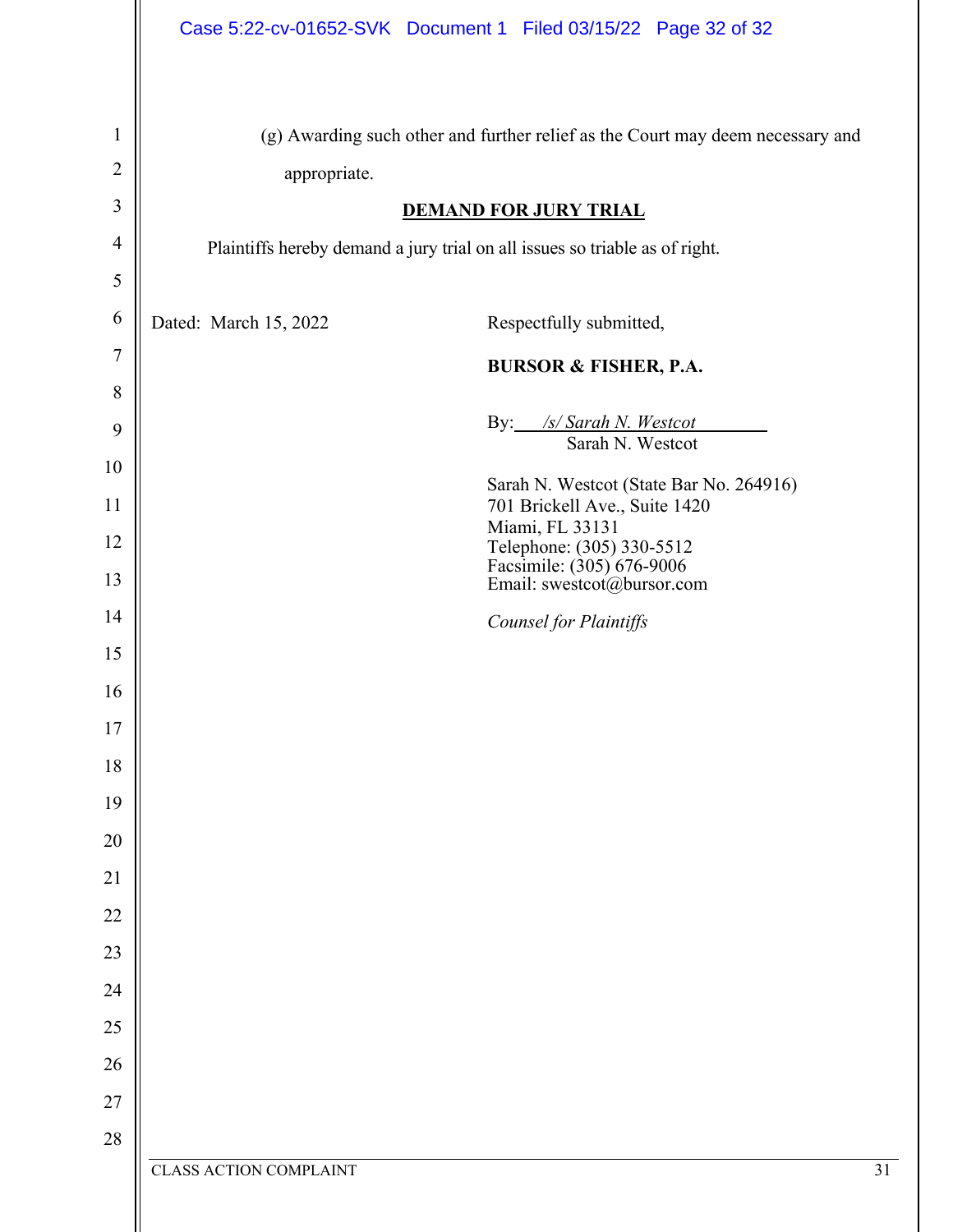(g) Awarding such other and further relief as the Court may deem necessary and appropriate.

## DEMAND FOR JURY TRIAL

Plaintiffs hereby demand a jury trial on all issues so triable as of right.

Dated: March 15, 2022

Respectfully submitted,

**BURSOR & FISHER, P.A.**

By: */s/ Sarah N. Westcot*
Sarah N. Westcot

Sarah N. Westcot (State Bar No. 264916)
701 Brickell Ave., Suite 1420
Miami, FL 33131
Telephone: (305) 330-5512
Facsimile: (305) 676-9006
Email: swestcot@bursor.com

*Counsel for Plaintiffs*